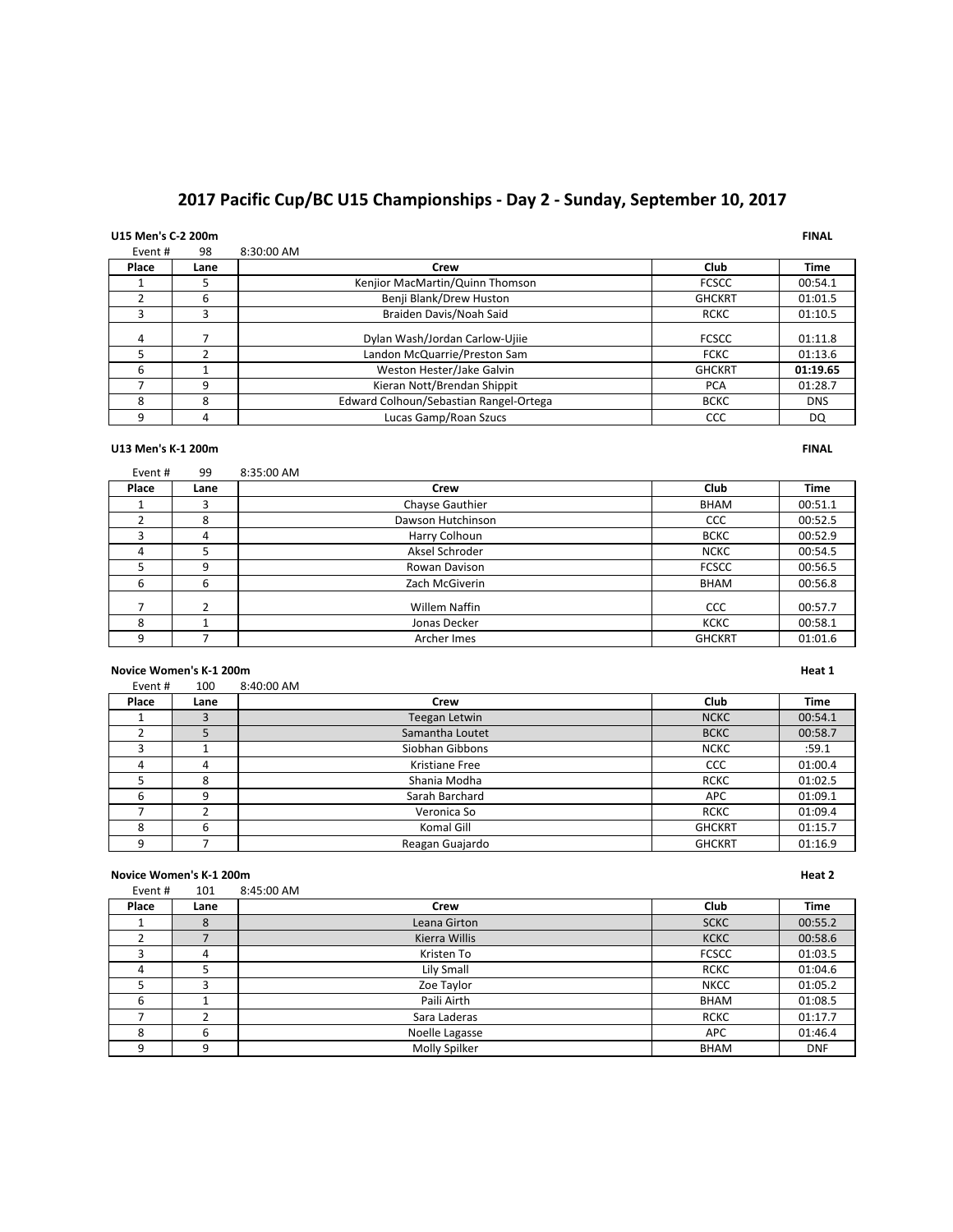# 2017 Pacific Cup/BC U15 Championships - Day 2 - Sunday, September 10, 2017

**U15 Men's C-2 200m** **FINAL**

Event # 98 8:30:00 AM

| Place | Lane | Crew | Club | Time |
|---|---|---|---|---|
| 1 | 5 | Kenjior MacMartin/Quinn Thomson | FCSCC | 00:54.1 |
| 2 | 6 | Benji Blank/Drew Huston | GHCKRT | 01:01.5 |
| 3 | 3 | Braiden Davis/Noah Said | RCKC | 01:10.5 |
| 4 | 7 | Dylan Wash/Jordan Carlow-Ujiie | FCSCC | 01:11.8 |
| 5 | 2 | Landon McQuarrie/Preston Sam | FCKC | 01:13.6 |
| 6 | 1 | Weston Hester/Jake Galvin | GHCKRT | **01:19.65** |
| 7 | 9 | Kieran Nott/Brendan Shippit | PCA | 01:28.7 |
| 8 | 8 | Edward Colhoun/Sebastian Rangel-Ortega | BCKC | DNS |
| 9 | 4 | Lucas Gamp/Roan Szucs | CCC | DQ |

**U13 Men's K-1 200m** **FINAL**

Event # 99 8:35:00 AM

| Place | Lane | Crew | Club | Time |
|---|---|---|---|---|
| 1 | 3 | Chayse Gauthier | BHAM | 00:51.1 |
| 2 | 8 | Dawson Hutchinson | CCC | 00:52.5 |
| 3 | 4 | Harry Colhoun | BCKC | 00:52.9 |
| 4 | 5 | Aksel Schroder | NCKC | 00:54.5 |
| 5 | 9 | Rowan Davison | FCSCC | 00:56.5 |
| 6 | 6 | Zach McGiverin | BHAM | 00:56.8 |
| 7 | 2 | Willem Naffin | CCC | 00:57.7 |
| 8 | 1 | Jonas Decker | KCKC | 00:58.1 |
| 9 | 7 | Archer Imes | GHCKRT | 01:01.6 |

**Novice Women's K-1 200m** **Heat 1**

Event # 100 8:40:00 AM

| Place | Lane | Crew | Club | Time |
|---|---|---|---|---|
| 1 | 3 | Teegan Letwin | NCKC | 00:54.1 |
| 2 | 5 | Samantha Loutet | BCKC | 00:58.7 |
| 3 | 1 | Siobhan Gibbons | NCKC | :59.1 |
| 4 | 4 | Kristiane Free | CCC | 01:00.4 |
| 5 | 8 | Shania Modha | RCKC | 01:02.5 |
| 6 | 9 | Sarah Barchard | APC | 01:09.1 |
| 7 | 2 | Veronica So | RCKC | 01:09.4 |
| 8 | 6 | Komal Gill | GHCKRT | 01:15.7 |
| 9 | 7 | Reagan Guajardo | GHCKRT | 01:16.9 |

**Novice Women's K-1 200m** **Heat 2**

Event # 101 8:45:00 AM

| Place | Lane | Crew | Club | Time |
|---|---|---|---|---|
| 1 | 8 | Leana Girton | SCKC | 00:55.2 |
| 2 | 7 | Kierra Willis | KCKC | 00:58.6 |
| 3 | 4 | Kristen To | FCSCC | 01:03.5 |
| 4 | 5 | Lily Small | RCKC | 01:04.6 |
| 5 | 3 | Zoe Taylor | NKCC | 01:05.2 |
| 6 | 1 | Paili Airth | BHAM | 01:08.5 |
| 7 | 2 | Sara Laderas | RCKC | 01:17.7 |
| 8 | 6 | Noelle Lagasse | APC | 01:46.4 |
| 9 | 9 | Molly Spilker | BHAM | DNF |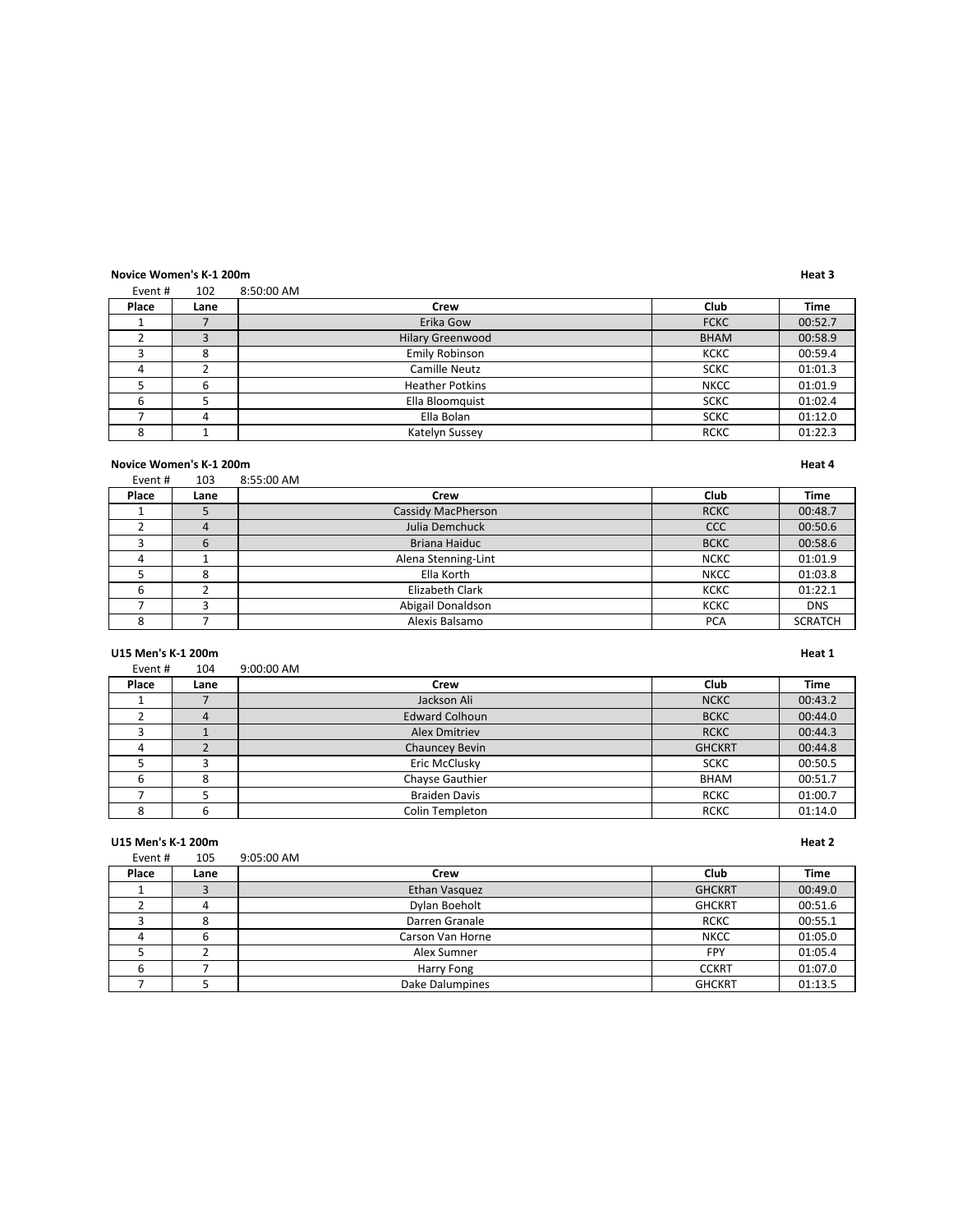**Novice Women's K-1 200m** **Heat 3**

Event # 102 8:50:00 AM

| Place | Lane | Crew | Club | Time |
|---|---|---|---|---|
| 1 | 7 | Erika Gow | FCKC | 00:52.7 |
| 2 | 3 | Hilary Greenwood | BHAM | 00:58.9 |
| 3 | 8 | Emily Robinson | KCKC | 00:59.4 |
| 4 | 2 | Camille Neutz | SCKC | 01:01.3 |
| 5 | 6 | Heather Potkins | NKCC | 01:01.9 |
| 6 | 5 | Ella Bloomquist | SCKC | 01:02.4 |
| 7 | 4 | Ella Bolan | SCKC | 01:12.0 |
| 8 | 1 | Katelyn Sussey | RCKC | 01:22.3 |

**Novice Women's K-1 200m** **Heat 4**

Event # 103 8:55:00 AM

| Place | Lane | Crew | Club | Time |
|---|---|---|---|---|
| 1 | 5 | Cassidy MacPherson | RCKC | 00:48.7 |
| 2 | 4 | Julia Demchuck | CCC | 00:50.6 |
| 3 | 6 | Briana Haiduc | BCKC | 00:58.6 |
| 4 | 1 | Alena Stenning-Lint | NCKC | 01:01.9 |
| 5 | 8 | Ella Korth | NKCC | 01:03.8 |
| 6 | 2 | Elizabeth Clark | KCKC | 01:22.1 |
| 7 | 3 | Abigail Donaldson | KCKC | DNS |
| 8 | 7 | Alexis Balsamo | PCA | SCRATCH |

**U15 Men's K-1 200m** **Heat 1**

Event # 104 9:00:00 AM

| Place | Lane | Crew | Club | Time |
|---|---|---|---|---|
| 1 | 7 | Jackson Ali | NCKC | 00:43.2 |
| 2 | 4 | Edward Colhoun | BCKC | 00:44.0 |
| 3 | 1 | Alex Dmitriev | RCKC | 00:44.3 |
| 4 | 2 | Chauncey Bevin | GHCKRT | 00:44.8 |
| 5 | 3 | Eric McClusky | SCKC | 00:50.5 |
| 6 | 8 | Chayse Gauthier | BHAM | 00:51.7 |
| 7 | 5 | Braiden Davis | RCKC | 01:00.7 |
| 8 | 6 | Colin Templeton | RCKC | 01:14.0 |

**U15 Men's K-1 200m** **Heat 2**

Event # 105 9:05:00 AM

| Place | Lane | Crew | Club | Time |
|---|---|---|---|---|
| 1 | 3 | Ethan Vasquez | GHCKRT | 00:49.0 |
| 2 | 4 | Dylan Boeholt | GHCKRT | 00:51.6 |
| 3 | 8 | Darren Granale | RCKC | 00:55.1 |
| 4 | 6 | Carson Van Horne | NKCC | 01:05.0 |
| 5 | 2 | Alex Sumner | FPY | 01:05.4 |
| 6 | 7 | Harry Fong | CCKRT | 01:07.0 |
| 7 | 5 | Dake Dalumpines | GHCKRT | 01:13.5 |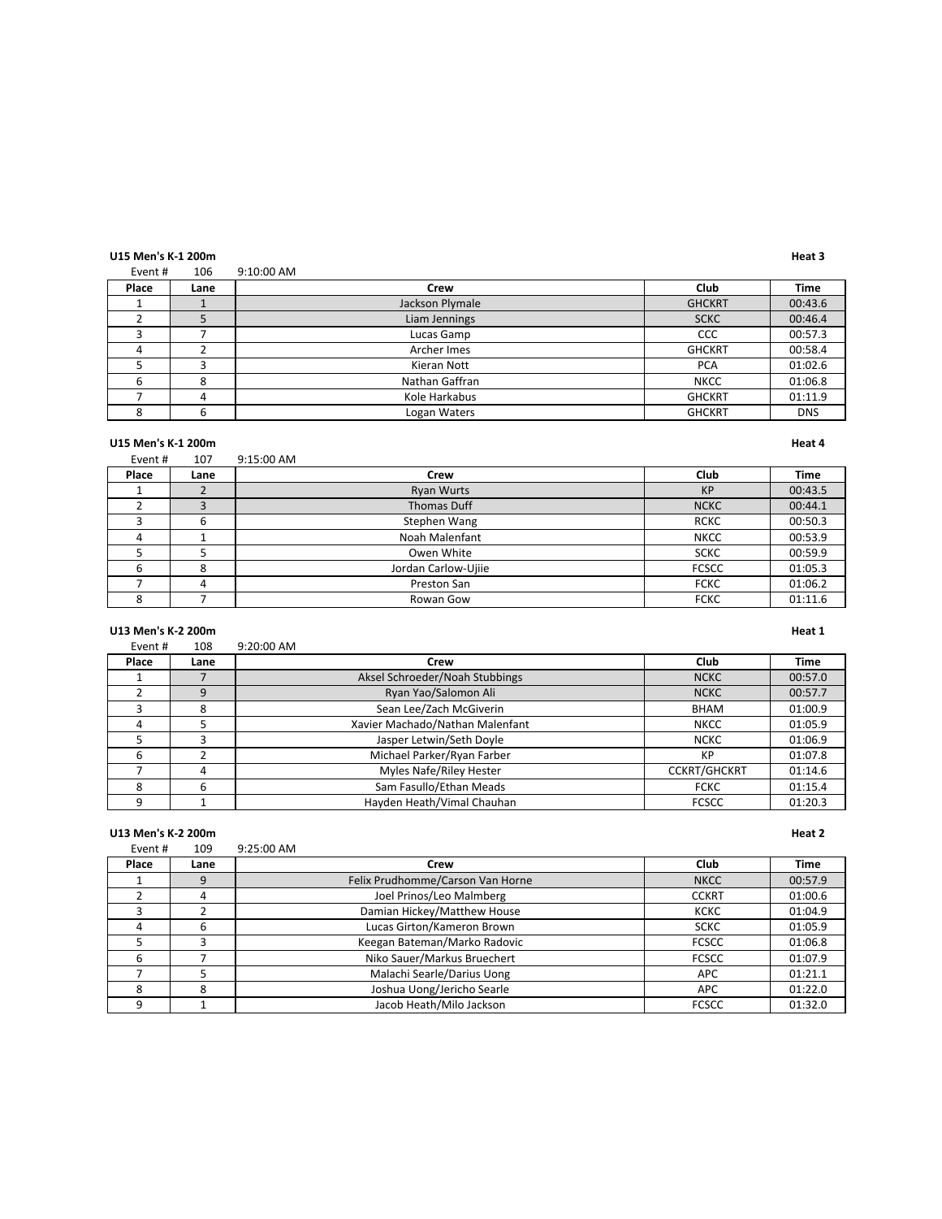### U15 Men's K-1 200m

**Heat 3**

Event # 106 9:10:00 AM

| Place | Lane | Crew | Club | Time |
|---|---|---|---|---|
| 1 | 1 | Jackson Plymale | GHCKRT | 00:43.6 |
| 2 | 5 | Liam Jennings | SCKC | 00:46.4 |
| 3 | 7 | Lucas Gamp | CCC | 00:57.3 |
| 4 | 2 | Archer Imes | GHCKRT | 00:58.4 |
| 5 | 3 | Kieran Nott | PCA | 01:02.6 |
| 6 | 8 | Nathan Gaffran | NKCC | 01:06.8 |
| 7 | 4 | Kole Harkabus | GHCKRT | 01:11.9 |
| 8 | 6 | Logan Waters | GHCKRT | DNS |

### U15 Men's K-1 200m

**Heat 4**

Event # 107 9:15:00 AM

| Place | Lane | Crew | Club | Time |
|---|---|---|---|---|
| 1 | 2 | Ryan Wurts | KP | 00:43.5 |
| 2 | 3 | Thomas Duff | NCKC | 00:44.1 |
| 3 | 6 | Stephen Wang | RCKC | 00:50.3 |
| 4 | 1 | Noah Malenfant | NKCC | 00:53.9 |
| 5 | 5 | Owen White | SCKC | 00:59.9 |
| 6 | 8 | Jordan Carlow-Ujiie | FCSCC | 01:05.3 |
| 7 | 4 | Preston San | FCKC | 01:06.2 |
| 8 | 7 | Rowan Gow | FCKC | 01:11.6 |

### U13 Men's K-2 200m

**Heat 1**

Event # 108 9:20:00 AM

| Place | Lane | Crew | Club | Time |
|---|---|---|---|---|
| 1 | 7 | Aksel Schroeder/Noah Stubbings | NCKC | 00:57.0 |
| 2 | 9 | Ryan Yao/Salomon Ali | NCKC | 00:57.7 |
| 3 | 8 | Sean Lee/Zach McGiverin | BHAM | 01:00.9 |
| 4 | 5 | Xavier Machado/Nathan Malenfant | NKCC | 01:05.9 |
| 5 | 3 | Jasper Letwin/Seth Doyle | NCKC | 01:06.9 |
| 6 | 2 | Michael Parker/Ryan Farber | KP | 01:07.8 |
| 7 | 4 | Myles Nafe/Riley Hester | CCKRT/GHCKRT | 01:14.6 |
| 8 | 6 | Sam Fasullo/Ethan Meads | FCKC | 01:15.4 |
| 9 | 1 | Hayden Heath/Vimal Chauhan | FCSCC | 01:20.3 |

### U13 Men's K-2 200m

**Heat 2**

Event # 109 9:25:00 AM

| Place | Lane | Crew | Club | Time |
|---|---|---|---|---|
| 1 | 9 | Felix Prudhomme/Carson Van Horne | NKCC | 00:57.9 |
| 2 | 4 | Joel Prinos/Leo Malmberg | CCKRT | 01:00.6 |
| 3 | 2 | Damian Hickey/Matthew House | KCKC | 01:04.9 |
| 4 | 6 | Lucas Girton/Kameron Brown | SCKC | 01:05.9 |
| 5 | 3 | Keegan Bateman/Marko Radovic | FCSCC | 01:06.8 |
| 6 | 7 | Niko Sauer/Markus Bruechert | FCSCC | 01:07.9 |
| 7 | 5 | Malachi Searle/Darius Uong | APC | 01:21.1 |
| 8 | 8 | Joshua Uong/Jericho Searle | APC | 01:22.0 |
| 9 | 1 | Jacob Heath/Milo Jackson | FCSCC | 01:32.0 |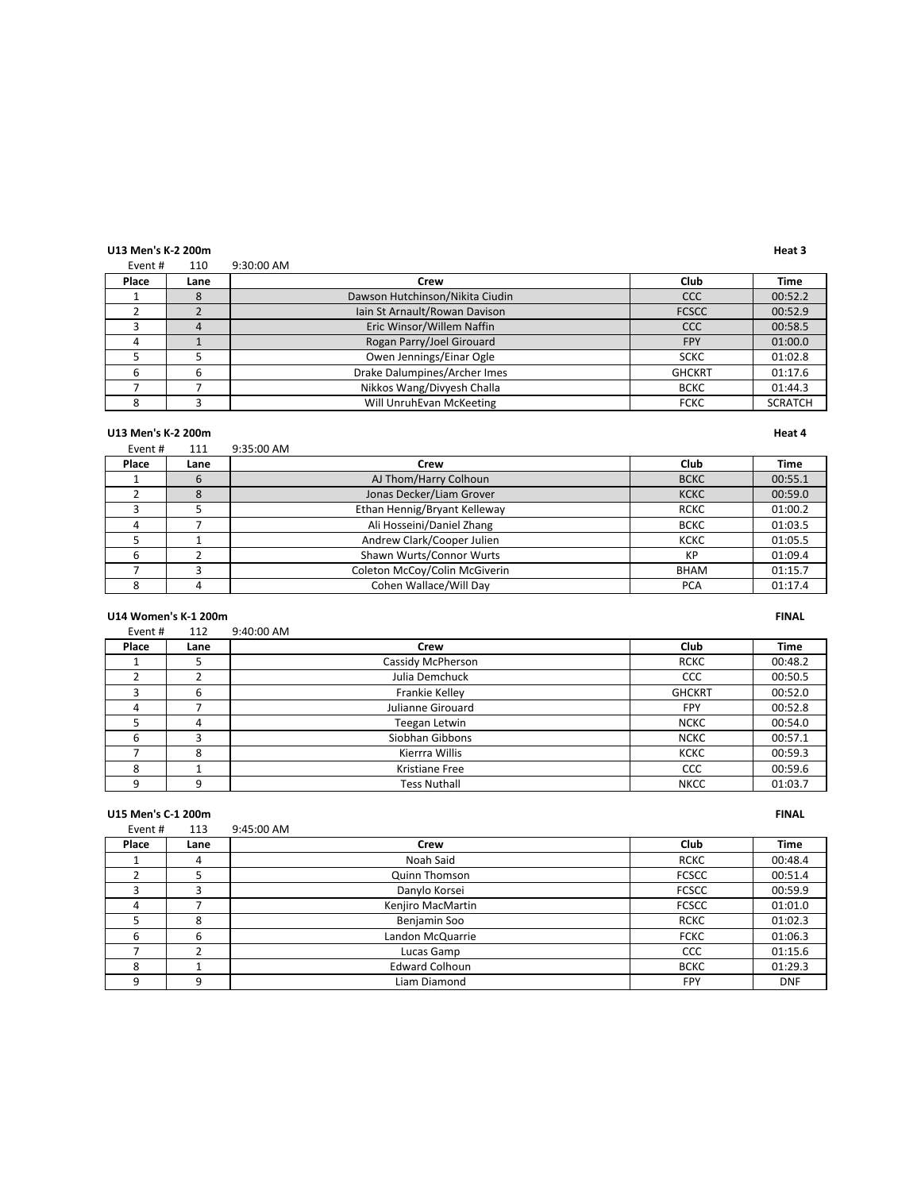**U13 Men's K-2 200m** **Heat 3**

Event # 110 9:30:00 AM

| Place | Lane | Crew | Club | Time |
|---|---|---|---|---|
| 1 | 8 | Dawson Hutchinson/Nikita Ciudin | CCC | 00:52.2 |
| 2 | 2 | Iain St Arnault/Rowan Davison | FCSCC | 00:52.9 |
| 3 | 4 | Eric Winsor/Willem Naffin | CCC | 00:58.5 |
| 4 | 1 | Rogan Parry/Joel Girouard | FPY | 01:00.0 |
| 5 | 5 | Owen Jennings/Einar Ogle | SCKC | 01:02.8 |
| 6 | 6 | Drake Dalumpines/Archer Imes | GHCKRT | 01:17.6 |
| 7 | 7 | Nikkos Wang/Divyesh Challa | BCKC | 01:44.3 |
| 8 | 3 | Will UnruhEvan McKeeting | FCKC | SCRATCH |

**U13 Men's K-2 200m** **Heat 4**

Event # 111 9:35:00 AM

| Place | Lane | Crew | Club | Time |
|---|---|---|---|---|
| 1 | 6 | AJ Thom/Harry Colhoun | BCKC | 00:55.1 |
| 2 | 8 | Jonas Decker/Liam Grover | KCKC | 00:59.0 |
| 3 | 5 | Ethan Hennig/Bryant Kelleway | RCKC | 01:00.2 |
| 4 | 7 | Ali Hosseini/Daniel Zhang | BCKC | 01:03.5 |
| 5 | 1 | Andrew Clark/Cooper Julien | KCKC | 01:05.5 |
| 6 | 2 | Shawn Wurts/Connor Wurts | KP | 01:09.4 |
| 7 | 3 | Coleton McCoy/Colin McGiverin | BHAM | 01:15.7 |
| 8 | 4 | Cohen Wallace/Will Day | PCA | 01:17.4 |

**U14 Women's K-1 200m** **FINAL**

Event # 112 9:40:00 AM

| Place | Lane | Crew | Club | Time |
|---|---|---|---|---|
| 1 | 5 | Cassidy McPherson | RCKC | 00:48.2 |
| 2 | 2 | Julia Demchuck | CCC | 00:50.5 |
| 3 | 6 | Frankie Kelley | GHCKRT | 00:52.0 |
| 4 | 7 | Julianne Girouard | FPY | 00:52.8 |
| 5 | 4 | Teegan Letwin | NCKC | 00:54.0 |
| 6 | 3 | Siobhan Gibbons | NCKC | 00:57.1 |
| 7 | 8 | Kierrra Willis | KCKC | 00:59.3 |
| 8 | 1 | Kristiane Free | CCC | 00:59.6 |
| 9 | 9 | Tess Nuthall | NKCC | 01:03.7 |

**U15 Men's C-1 200m** **FINAL**

Event # 113 9:45:00 AM

| Place | Lane | Crew | Club | Time |
|---|---|---|---|---|
| 1 | 4 | Noah Said | RCKC | 00:48.4 |
| 2 | 5 | Quinn Thomson | FCSCC | 00:51.4 |
| 3 | 3 | Danylo Korsei | FCSCC | 00:59.9 |
| 4 | 7 | Kenjiro MacMartin | FCSCC | 01:01.0 |
| 5 | 8 | Benjamin Soo | RCKC | 01:02.3 |
| 6 | 6 | Landon McQuarrie | FCKC | 01:06.3 |
| 7 | 2 | Lucas Gamp | CCC | 01:15.6 |
| 8 | 1 | Edward Colhoun | BCKC | 01:29.3 |
| 9 | 9 | Liam Diamond | FPY | DNF |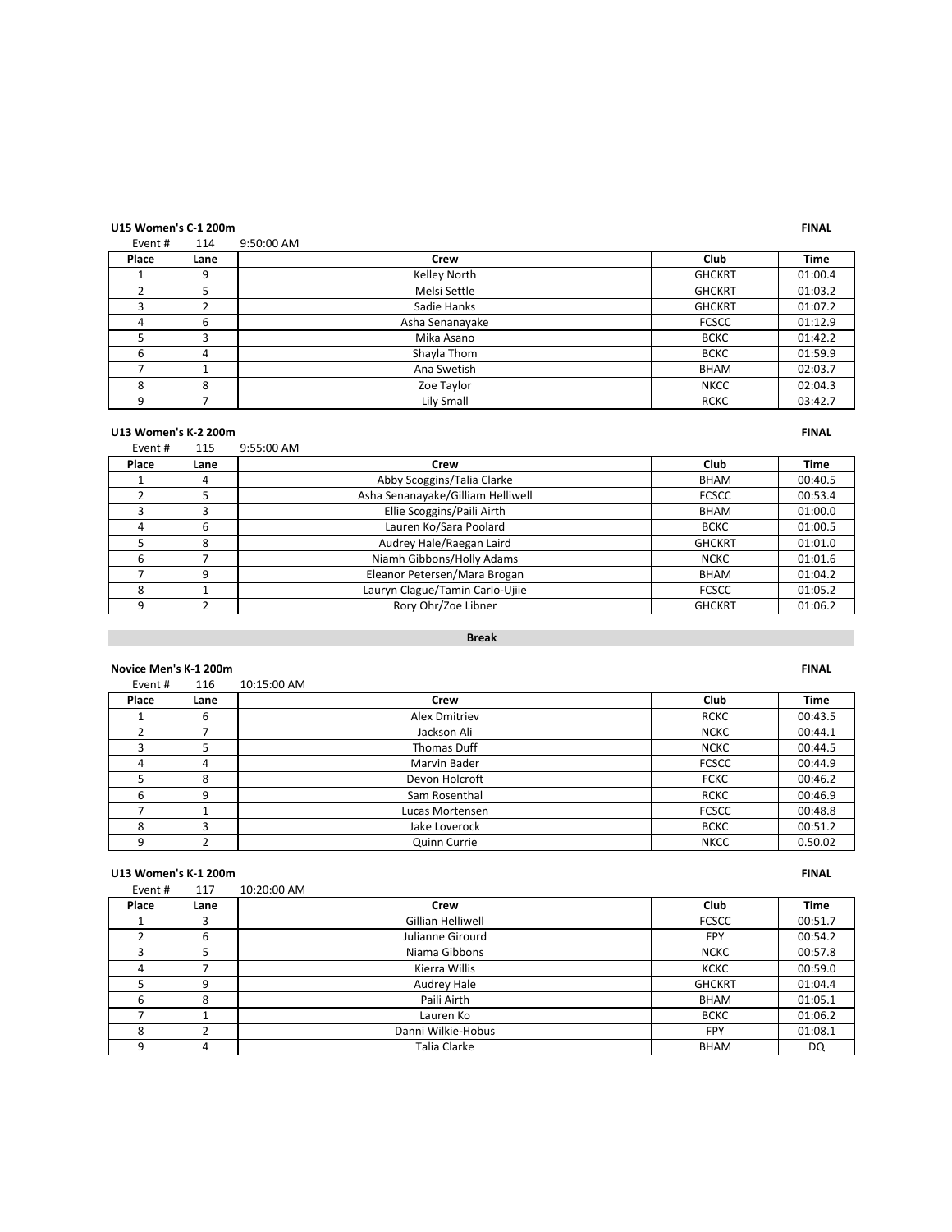**U15 Women's C-1 200m** **FINAL**

Event # 114 9:50:00 AM

| Place | Lane | Crew | Club | Time |
|---|---|---|---|---|
| 1 | 9 | Kelley North | GHCKRT | 01:00.4 |
| 2 | 5 | Melsi Settle | GHCKRT | 01:03.2 |
| 3 | 2 | Sadie Hanks | GHCKRT | 01:07.2 |
| 4 | 6 | Asha Senanayake | FCSCC | 01:12.9 |
| 5 | 3 | Mika Asano | BCKC | 01:42.2 |
| 6 | 4 | Shayla Thom | BCKC | 01:59.9 |
| 7 | 1 | Ana Swetish | BHAM | 02:03.7 |
| 8 | 8 | Zoe Taylor | NKCC | 02:04.3 |
| 9 | 7 | Lily Small | RCKC | 03:42.7 |

**U13 Women's K-2 200m** **FINAL**

Event # 115 9:55:00 AM

| Place | Lane | Crew | Club | Time |
|---|---|---|---|---|
| 1 | 4 | Abby Scoggins/Talia Clarke | BHAM | 00:40.5 |
| 2 | 5 | Asha Senanayake/Gilliam Helliwell | FCSCC | 00:53.4 |
| 3 | 3 | Ellie Scoggins/Paili Airth | BHAM | 01:00.0 |
| 4 | 6 | Lauren Ko/Sara Poolard | BCKC | 01:00.5 |
| 5 | 8 | Audrey Hale/Raegan Laird | GHCKRT | 01:01.0 |
| 6 | 7 | Niamh Gibbons/Holly Adams | NCKC | 01:01.6 |
| 7 | 9 | Eleanor Petersen/Mara Brogan | BHAM | 01:04.2 |
| 8 | 1 | Lauryn Clague/Tamin Carlo-Ujiie | FCSCC | 01:05.2 |
| 9 | 2 | Rory Ohr/Zoe Libner | GHCKRT | 01:06.2 |

**Break**

**Novice Men's K-1 200m** **FINAL**

Event # 116 10:15:00 AM

| Place | Lane | Crew | Club | Time |
|---|---|---|---|---|
| 1 | 6 | Alex Dmitriev | RCKC | 00:43.5 |
| 2 | 7 | Jackson Ali | NCKC | 00:44.1 |
| 3 | 5 | Thomas Duff | NCKC | 00:44.5 |
| 4 | 4 | Marvin Bader | FCSCC | 00:44.9 |
| 5 | 8 | Devon Holcroft | FCKC | 00:46.2 |
| 6 | 9 | Sam Rosenthal | RCKC | 00:46.9 |
| 7 | 1 | Lucas Mortensen | FCSCC | 00:48.8 |
| 8 | 3 | Jake Loverock | BCKC | 00:51.2 |
| 9 | 2 | Quinn Currie | NKCC | 0.50.02 |

**U13 Women's K-1 200m** **FINAL**

Event # 117 10:20:00 AM

| Place | Lane | Crew | Club | Time |
|---|---|---|---|---|
| 1 | 3 | Gillian Helliwell | FCSCC | 00:51.7 |
| 2 | 6 | Julianne Girourd | FPY | 00:54.2 |
| 3 | 5 | Niama Gibbons | NCKC | 00:57.8 |
| 4 | 7 | Kierra Willis | KCKC | 00:59.0 |
| 5 | 9 | Audrey Hale | GHCKRT | 01:04.4 |
| 6 | 8 | Paili Airth | BHAM | 01:05.1 |
| 7 | 1 | Lauren Ko | BCKC | 01:06.2 |
| 8 | 2 | Danni Wilkie-Hobus | FPY | 01:08.1 |
| 9 | 4 | Talia Clarke | BHAM | DQ |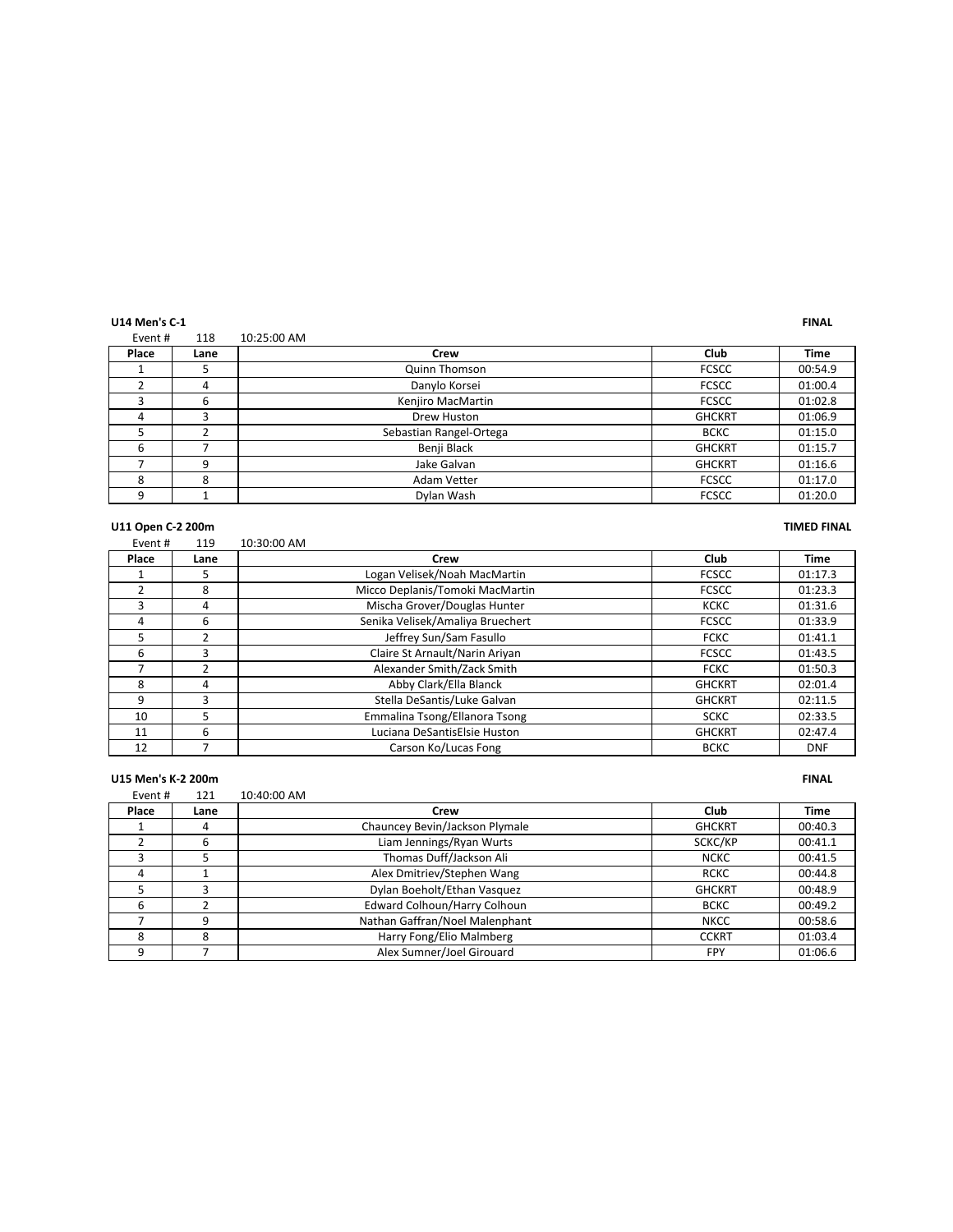**U14 Men's C-1** **FINAL**

Event # 118 10:25:00 AM

| Place | Lane | Crew | Club | Time |
|---|---|---|---|---|
| 1 | 5 | Quinn Thomson | FCSCC | 00:54.9 |
| 2 | 4 | Danylo Korsei | FCSCC | 01:00.4 |
| 3 | 6 | Kenjiro MacMartin | FCSCC | 01:02.8 |
| 4 | 3 | Drew Huston | GHCKRT | 01:06.9 |
| 5 | 2 | Sebastian Rangel-Ortega | BCKC | 01:15.0 |
| 6 | 7 | Benji Black | GHCKRT | 01:15.7 |
| 7 | 9 | Jake Galvan | GHCKRT | 01:16.6 |
| 8 | 8 | Adam Vetter | FCSCC | 01:17.0 |
| 9 | 1 | Dylan Wash | FCSCC | 01:20.0 |

**U11 Open C-2 200m** **TIMED FINAL**

Event # 119 10:30:00 AM

| Place | Lane | Crew | Club | Time |
|---|---|---|---|---|
| 1 | 5 | Logan Velisek/Noah MacMartin | FCSCC | 01:17.3 |
| 2 | 8 | Micco Deplanis/Tomoki MacMartin | FCSCC | 01:23.3 |
| 3 | 4 | Mischa Grover/Douglas Hunter | KCKC | 01:31.6 |
| 4 | 6 | Senika Velisek/Amaliya Bruechert | FCSCC | 01:33.9 |
| 5 | 2 | Jeffrey Sun/Sam Fasullo | FCKC | 01:41.1 |
| 6 | 3 | Claire St Arnault/Narin Ariyan | FCSCC | 01:43.5 |
| 7 | 2 | Alexander Smith/Zack Smith | FCKC | 01:50.3 |
| 8 | 4 | Abby Clark/Ella Blanck | GHCKRT | 02:01.4 |
| 9 | 3 | Stella DeSantis/Luke Galvan | GHCKRT | 02:11.5 |
| 10 | 5 | Emmalina Tsong/Ellanora Tsong | SCKC | 02:33.5 |
| 11 | 6 | Luciana DeSantisElsie Huston | GHCKRT | 02:47.4 |
| 12 | 7 | Carson Ko/Lucas Fong | BCKC | DNF |

**U15 Men's K-2 200m** **FINAL**

Event # 121 10:40:00 AM

| Place | Lane | Crew | Club | Time |
|---|---|---|---|---|
| 1 | 4 | Chauncey Bevin/Jackson Plymale | GHCKRT | 00:40.3 |
| 2 | 6 | Liam Jennings/Ryan Wurts | SCKC/KP | 00:41.1 |
| 3 | 5 | Thomas Duff/Jackson Ali | NCKC | 00:41.5 |
| 4 | 1 | Alex Dmitriev/Stephen Wang | RCKC | 00:44.8 |
| 5 | 3 | Dylan Boeholt/Ethan Vasquez | GHCKRT | 00:48.9 |
| 6 | 2 | Edward Colhoun/Harry Colhoun | BCKC | 00:49.2 |
| 7 | 9 | Nathan Gaffran/Noel Malenphant | NKCC | 00:58.6 |
| 8 | 8 | Harry Fong/Elio Malmberg | CCKRT | 01:03.4 |
| 9 | 7 | Alex Sumner/Joel Girouard | FPY | 01:06.6 |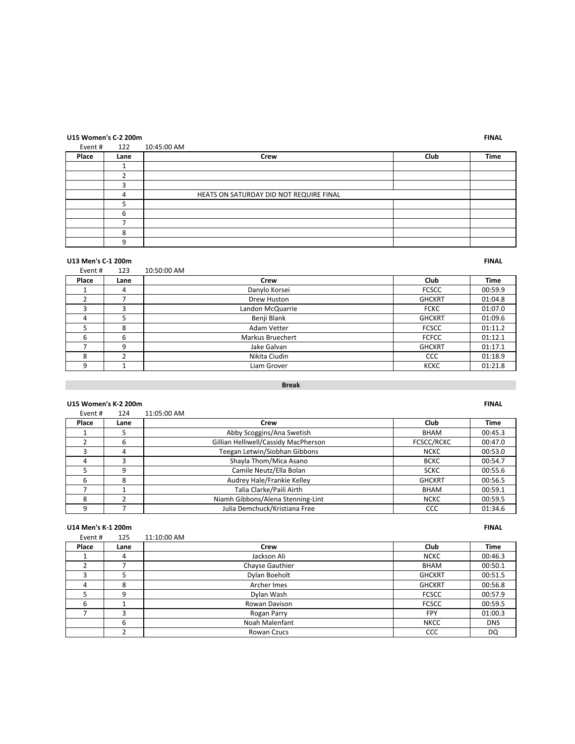**U15 Women's C-2 200m** **FINAL**

Event # 122 10:45:00 AM

| Place | Lane | Crew | Club | Time |
|---|---|---|---|---|
| | 1 | | | |
| | 2 | | | |
| | 3 | | | |
| | 4 | HEATS ON SATURDAY DID NOT REQUIRE FINAL | | |
| | 5 | | | |
| | 6 | | | |
| | 7 | | | |
| | 8 | | | |
| | 9 | | | |

**U13 Men's C-1 200m** **FINAL**

Event # 123 10:50:00 AM

| Place | Lane | Crew | Club | Time |
|---|---|---|---|---|
| 1 | 4 | Danylo Korsei | FCSCC | 00:59.9 |
| 2 | 7 | Drew Huston | GHCKRT | 01:04.8 |
| 3 | 3 | Landon McQuarrie | FCKC | 01:07.0 |
| 4 | 5 | Benji Blank | GHCKRT | 01:09.6 |
| 5 | 8 | Adam Vetter | FCSCC | 01:11.2 |
| 6 | 6 | Markus Bruechert | FCFCC | 01:12.1 |
| 7 | 9 | Jake Galvan | GHCKRT | 01:17.1 |
| 8 | 2 | Nikita Ciudin | CCC | 01:18.9 |
| 9 | 1 | Liam Grover | KCKC | 01:21.8 |

**Break**

**U15 Women's K-2 200m** **FINAL**

Event # 124 11:05:00 AM

| Place | Lane | Crew | Club | Time |
|---|---|---|---|---|
| 1 | 5 | Abby Scoggins/Ana Swetish | BHAM | 00:45.3 |
| 2 | 6 | Gillian Helliwell/Cassidy MacPherson | FCSCC/RCKC | 00:47.0 |
| 3 | 4 | Teegan Letwin/Siobhan Gibbons | NCKC | 00:53.0 |
| 4 | 3 | Shayla Thom/Mica Asano | BCKC | 00:54.7 |
| 5 | 9 | Camile Neutz/Ella Bolan | SCKC | 00:55.6 |
| 6 | 8 | Audrey Hale/Frankie Kelley | GHCKRT | 00:56.5 |
| 7 | 1 | Talia Clarke/Paili Airth | BHAM | 00:59.1 |
| 8 | 2 | Niamh Gibbons/Alena Stenning-Lint | NCKC | 00:59.5 |
| 9 | 7 | Julia Demchuck/Kristiana Free | CCC | 01:34.6 |

**U14 Men's K-1 200m** **FINAL**

Event # 125 11:10:00 AM

| Place | Lane | Crew | Club | Time |
|---|---|---|---|---|
| 1 | 4 | Jackson Ali | NCKC | 00:46.3 |
| 2 | 7 | Chayse Gauthier | BHAM | 00:50.1 |
| 3 | 5 | Dylan Boeholt | GHCKRT | 00:51.5 |
| 4 | 8 | Archer Imes | GHCKRT | 00:56.8 |
| 5 | 9 | Dylan Wash | FCSCC | 00:57.9 |
| 6 | 1 | Rowan Davison | FCSCC | 00:59.5 |
| 7 | 3 | Rogan Parry | FPY | 01:00.3 |
| | 6 | Noah Malenfant | NKCC | DNS |
| | 2 | Rowan Czucs | CCC | DQ |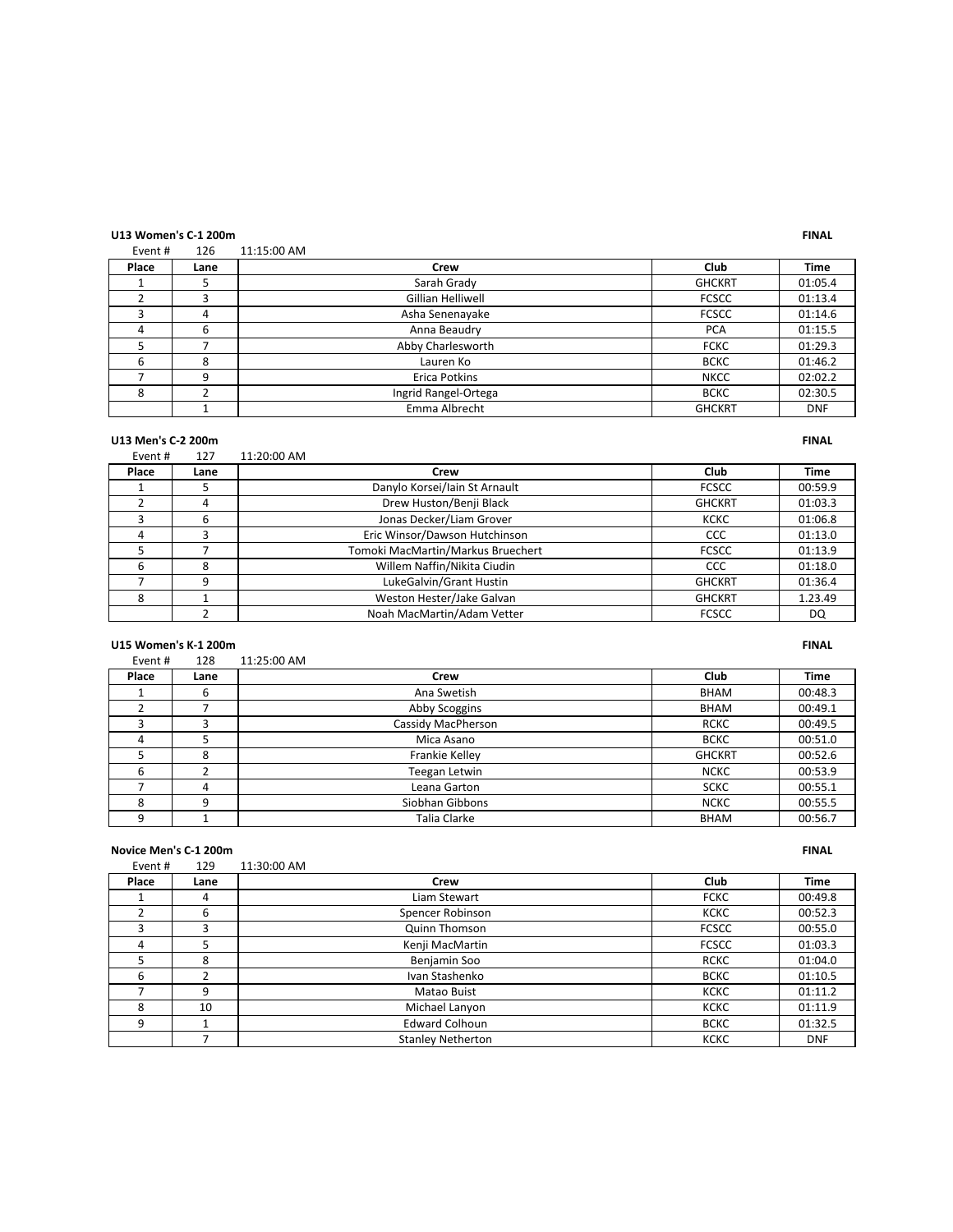**U13 Women's C-1 200m** **FINAL**

Event # 126 11:15:00 AM

| Place | Lane | Crew | Club | Time |
|---|---|---|---|---|
| 1 | 5 | Sarah Grady | GHCKRT | 01:05.4 |
| 2 | 3 | Gillian Helliwell | FCSCC | 01:13.4 |
| 3 | 4 | Asha Senenayake | FCSCC | 01:14.6 |
| 4 | 6 | Anna Beaudry | PCA | 01:15.5 |
| 5 | 7 | Abby Charlesworth | FCKC | 01:29.3 |
| 6 | 8 | Lauren Ko | BCKC | 01:46.2 |
| 7 | 9 | Erica Potkins | NKCC | 02:02.2 |
| 8 | 2 | Ingrid Rangel-Ortega | BCKC | 02:30.5 |
| | 1 | Emma Albrecht | GHCKRT | DNF |

**U13 Men's C-2 200m** **FINAL**

Event # 127 11:20:00 AM

| Place | Lane | Crew | Club | Time |
|---|---|---|---|---|
| 1 | 5 | Danylo Korsei/Iain St Arnault | FCSCC | 00:59.9 |
| 2 | 4 | Drew Huston/Benji Black | GHCKRT | 01:03.3 |
| 3 | 6 | Jonas Decker/Liam Grover | KCKC | 01:06.8 |
| 4 | 3 | Eric Winsor/Dawson Hutchinson | CCC | 01:13.0 |
| 5 | 7 | Tomoki MacMartin/Markus Bruechert | FCSCC | 01:13.9 |
| 6 | 8 | Willem Naffin/Nikita Ciudin | CCC | 01:18.0 |
| 7 | 9 | LukeGalvin/Grant Hustin | GHCKRT | 01:36.4 |
| 8 | 1 | Weston Hester/Jake Galvan | GHCKRT | 1.23.49 |
| | 2 | Noah MacMartin/Adam Vetter | FCSCC | DQ |

**U15 Women's K-1 200m** **FINAL**

Event # 128 11:25:00 AM

| Place | Lane | Crew | Club | Time |
|---|---|---|---|---|
| 1 | 6 | Ana Swetish | BHAM | 00:48.3 |
| 2 | 7 | Abby Scoggins | BHAM | 00:49.1 |
| 3 | 3 | Cassidy MacPherson | RCKC | 00:49.5 |
| 4 | 5 | Mica Asano | BCKC | 00:51.0 |
| 5 | 8 | Frankie Kelley | GHCKRT | 00:52.6 |
| 6 | 2 | Teegan Letwin | NCKC | 00:53.9 |
| 7 | 4 | Leana Garton | SCKC | 00:55.1 |
| 8 | 9 | Siobhan Gibbons | NCKC | 00:55.5 |
| 9 | 1 | Talia Clarke | BHAM | 00:56.7 |

**Novice Men's C-1 200m** **FINAL**

Event # 129 11:30:00 AM

| Place | Lane | Crew | Club | Time |
|---|---|---|---|---|
| 1 | 4 | Liam Stewart | FCKC | 00:49.8 |
| 2 | 6 | Spencer Robinson | KCKC | 00:52.3 |
| 3 | 3 | Quinn Thomson | FCSCC | 00:55.0 |
| 4 | 5 | Kenji MacMartin | FCSCC | 01:03.3 |
| 5 | 8 | Benjamin Soo | RCKC | 01:04.0 |
| 6 | 2 | Ivan Stashenko | BCKC | 01:10.5 |
| 7 | 9 | Matao Buist | KCKC | 01:11.2 |
| 8 | 10 | Michael Lanyon | KCKC | 01:11.9 |
| 9 | 1 | Edward Colhoun | BCKC | 01:32.5 |
| | 7 | Stanley Netherton | KCKC | DNF |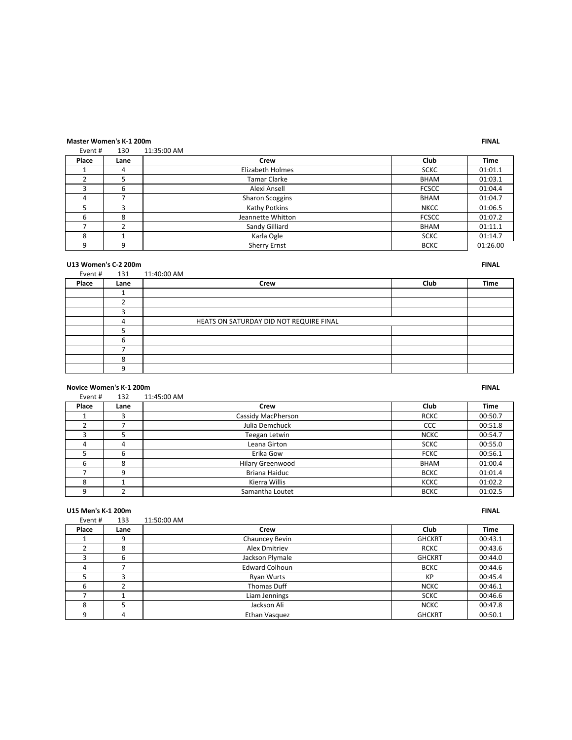**Master Women's K-1 200m** **FINAL**

Event # 130 11:35:00 AM

| Place | Lane | Crew | Club | Time |
|---|---|---|---|---|
| 1 | 4 | Elizabeth Holmes | SCKC | 01:01.1 |
| 2 | 5 | Tamar Clarke | BHAM | 01:03.1 |
| 3 | 6 | Alexi Ansell | FCSCC | 01:04.4 |
| 4 | 7 | Sharon Scoggins | BHAM | 01:04.7 |
| 5 | 3 | Kathy Potkins | NKCC | 01:06.5 |
| 6 | 8 | Jeannette Whitton | FCSCC | 01:07.2 |
| 7 | 2 | Sandy Gilliard | BHAM | 01:11.1 |
| 8 | 1 | Karla Ogle | SCKC | 01:14.7 |
| 9 | 9 | Sherry Ernst | BCKC | 01:26.00 |

**U13 Women's C-2 200m** **FINAL**

Event # 131 11:40:00 AM

| Place | Lane | Crew | Club | Time |
|---|---|---|---|---|
| | 1 | | | |
| | 2 | | | |
| | 3 | | | |
| | 4 | HEATS ON SATURDAY DID NOT REQUIRE FINAL | | |
| | 5 | | | |
| | 6 | | | |
| | 7 | | | |
| | 8 | | | |
| | 9 | | | |

**Novice Women's K-1 200m** **FINAL**

Event # 132 11:45:00 AM

| Place | Lane | Crew | Club | Time |
|---|---|---|---|---|
| 1 | 3 | Cassidy MacPherson | RCKC | 00:50.7 |
| 2 | 7 | Julia Demchuck | CCC | 00:51.8 |
| 3 | 5 | Teegan Letwin | NCKC | 00:54.7 |
| 4 | 4 | Leana Girton | SCKC | 00:55.0 |
| 5 | 6 | Erika Gow | FCKC | 00:56.1 |
| 6 | 8 | Hilary Greenwood | BHAM | 01:00.4 |
| 7 | 9 | Briana Haiduc | BCKC | 01:01.4 |
| 8 | 1 | Kierra Willis | KCKC | 01:02.2 |
| 9 | 2 | Samantha Loutet | BCKC | 01:02.5 |

**U15 Men's K-1 200m** **FINAL**

Event # 133 11:50:00 AM

| Place | Lane | Crew | Club | Time |
|---|---|---|---|---|
| 1 | 9 | Chauncey Bevin | GHCKRT | 00:43.1 |
| 2 | 8 | Alex Dmitriev | RCKC | 00:43.6 |
| 3 | 6 | Jackson Plymale | GHCKRT | 00:44.0 |
| 4 | 7 | Edward Colhoun | BCKC | 00:44.6 |
| 5 | 3 | Ryan Wurts | KP | 00:45.4 |
| 6 | 2 | Thomas Duff | NCKC | 00:46.1 |
| 7 | 1 | Liam Jennings | SCKC | 00:46.6 |
| 8 | 5 | Jackson Ali | NCKC | 00:47.8 |
| 9 | 4 | Ethan Vasquez | GHCKRT | 00:50.1 |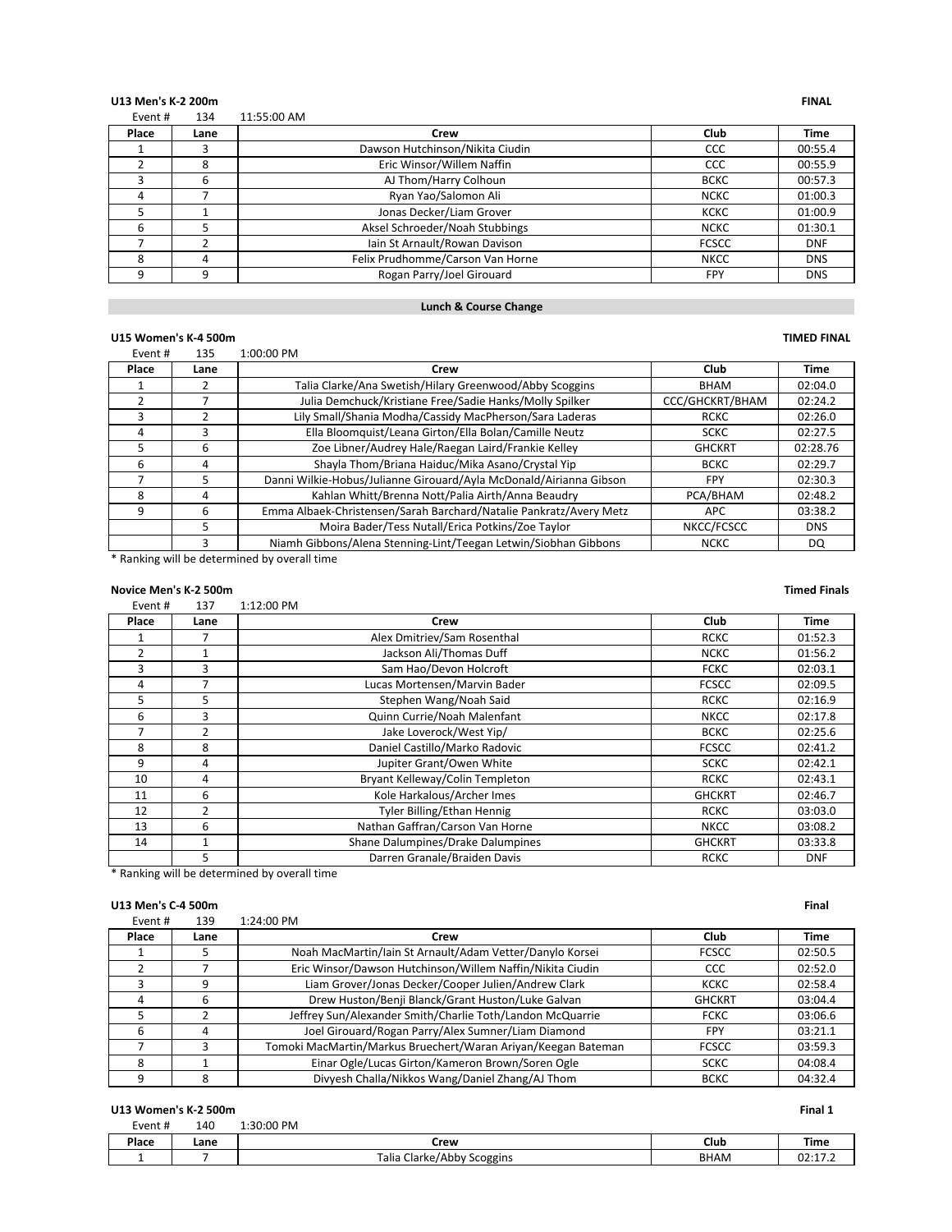**U13 Men's K-2 200m** **FINAL**

Event # 134 11:55:00 AM

| Place | Lane | Crew | Club | Time |
|---|---|---|---|---|
| 1 | 3 | Dawson Hutchinson/Nikita Ciudin | CCC | 00:55.4 |
| 2 | 8 | Eric Winsor/Willem Naffin | CCC | 00:55.9 |
| 3 | 6 | AJ Thom/Harry Colhoun | BCKC | 00:57.3 |
| 4 | 7 | Ryan Yao/Salomon Ali | NCKC | 01:00.3 |
| 5 | 1 | Jonas Decker/Liam Grover | KCKC | 01:00.9 |
| 6 | 5 | Aksel Schroeder/Noah Stubbings | NCKC | 01:30.1 |
| 7 | 2 | Iain St Arnault/Rowan Davison | FCSCC | DNF |
| 8 | 4 | Felix Prudhomme/Carson Van Horne | NKCC | DNS |
| 9 | 9 | Rogan Parry/Joel Girouard | FPY | DNS |

**Lunch & Course Change**

**U15 Women's K-4 500m** **TIMED FINAL**

Event # 135 1:00:00 PM

| Place | Lane | Crew | Club | Time |
|---|---|---|---|---|
| 1 | 2 | Talia Clarke/Ana Swetish/Hilary Greenwood/Abby Scoggins | BHAM | 02:04.0 |
| 2 | 7 | Julia Demchuck/Kristiane Free/Sadie Hanks/Molly Spilker | CCC/GHCKRT/BHAM | 02:24.2 |
| 3 | 2 | Lily Small/Shania Modha/Cassidy MacPherson/Sara Laderas | RCKC | 02:26.0 |
| 4 | 3 | Ella Bloomquist/Leana Girton/Ella Bolan/Camille Neutz | SCKC | 02:27.5 |
| 5 | 6 | Zoe Libner/Audrey Hale/Raegan Laird/Frankie Kelley | GHCKRT | 02:28.76 |
| 6 | 4 | Shayla Thom/Briana Haiduc/Mika Asano/Crystal Yip | BCKC | 02:29.7 |
| 7 | 5 | Danni Wilkie-Hobus/Julianne Girouard/Ayla McDonald/Airianna Gibson | FPY | 02:30.3 |
| 8 | 4 | Kahlan Whitt/Brenna Nott/Palia Airth/Anna Beaudry | PCA/BHAM | 02:48.2 |
| 9 | 6 | Emma Albaek-Christensen/Sarah Barchard/Natalie Pankratz/Avery Metz | APC | 03:38.2 |
| | 5 | Moira Bader/Tess Nutall/Erica Potkins/Zoe Taylor | NKCC/FCSCC | DNS |
| | 3 | Niamh Gibbons/Alena Stenning-Lint/Teegan Letwin/Siobhan Gibbons | NCKC | DQ |

* Ranking will be determined by overall time

**Novice Men's K-2 500m** **Timed Finals**

Event # 137 1:12:00 PM

| Place | Lane | Crew | Club | Time |
|---|---|---|---|---|
| 1 | 7 | Alex Dmitriev/Sam Rosenthal | RCKC | 01:52.3 |
| 2 | 1 | Jackson Ali/Thomas Duff | NCKC | 01:56.2 |
| 3 | 3 | Sam Hao/Devon Holcroft | FCKC | 02:03.1 |
| 4 | 7 | Lucas Mortensen/Marvin Bader | FCSCC | 02:09.5 |
| 5 | 5 | Stephen Wang/Noah Said | RCKC | 02:16.9 |
| 6 | 3 | Quinn Currie/Noah Malenfant | NKCC | 02:17.8 |
| 7 | 2 | Jake Loverock/West Yip/ | BCKC | 02:25.6 |
| 8 | 8 | Daniel Castillo/Marko Radovic | FCSCC | 02:41.2 |
| 9 | 4 | Jupiter Grant/Owen White | SCKC | 02:42.1 |
| 10 | 4 | Bryant Kelleway/Colin Templeton | RCKC | 02:43.1 |
| 11 | 6 | Kole Harkalous/Archer Imes | GHCKRT | 02:46.7 |
| 12 | 2 | Tyler Billing/Ethan Hennig | RCKC | 03:03.0 |
| 13 | 6 | Nathan Gaffran/Carson Van Horne | NKCC | 03:08.2 |
| 14 | 1 | Shane Dalumpines/Drake Dalumpines | GHCKRT | 03:33.8 |
| | 5 | Darren Granale/Braiden Davis | RCKC | DNF |

* Ranking will be determined by overall time

**U13 Men's C-4 500m** **Final**

Event # 139 1:24:00 PM

| Place | Lane | Crew | Club | Time |
|---|---|---|---|---|
| 1 | 5 | Noah MacMartin/Iain St Arnault/Adam Vetter/Danylo Korsei | FCSCC | 02:50.5 |
| 2 | 7 | Eric Winsor/Dawson Hutchinson/Willem Naffin/Nikita Ciudin | CCC | 02:52.0 |
| 3 | 9 | Liam Grover/Jonas Decker/Cooper Julien/Andrew Clark | KCKC | 02:58.4 |
| 4 | 6 | Drew Huston/Benji Blanck/Grant Huston/Luke Galvan | GHCKRT | 03:04.4 |
| 5 | 2 | Jeffrey Sun/Alexander Smith/Charlie Toth/Landon McQuarrie | FCKC | 03:06.6 |
| 6 | 4 | Joel Girouard/Rogan Parry/Alex Sumner/Liam Diamond | FPY | 03:21.1 |
| 7 | 3 | Tomoki MacMartin/Markus Bruechert/Waran Ariyan/Keegan Bateman | FCSCC | 03:59.3 |
| 8 | 1 | Einar Ogle/Lucas Girton/Kameron Brown/Soren Ogle | SCKC | 04:08.4 |
| 9 | 8 | Divyesh Challa/Nikkos Wang/Daniel Zhang/AJ Thom | BCKC | 04:32.4 |

**U13 Women's K-2 500m** **Final 1**

Event # 140 1:30:00 PM

| Place | Lane | Crew | Club | Time |
|---|---|---|---|---|
| 1 | 7 | Talia Clarke/Abby Scoggins | BHAM | 02:17.2 |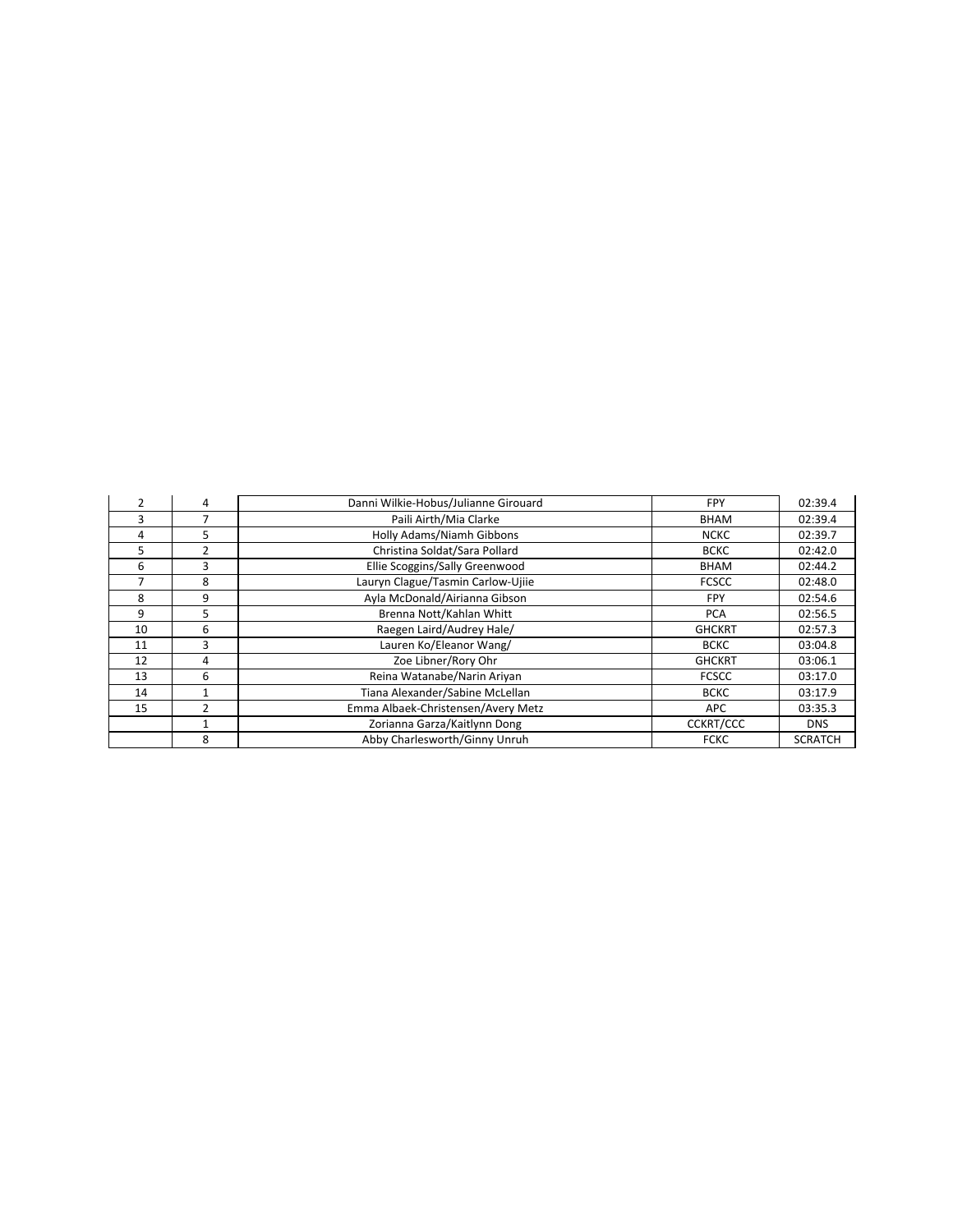| | | | | |
|---|---|---|---|---|
| 2 | 4 | Danni Wilkie-Hobus/Julianne Girouard | FPY | 02:39.4 |
| 3 | 7 | Paili Airth/Mia Clarke | BHAM | 02:39.4 |
| 4 | 5 | Holly Adams/Niamh Gibbons | NCKC | 02:39.7 |
| 5 | 2 | Christina Soldat/Sara Pollard | BCKC | 02:42.0 |
| 6 | 3 | Ellie Scoggins/Sally Greenwood | BHAM | 02:44.2 |
| 7 | 8 | Lauryn Clague/Tasmin Carlow-Ujiie | FCSCC | 02:48.0 |
| 8 | 9 | Ayla McDonald/Airianna Gibson | FPY | 02:54.6 |
| 9 | 5 | Brenna Nott/Kahlan Whitt | PCA | 02:56.5 |
| 10 | 6 | Raegen Laird/Audrey Hale/ | GHCKRT | 02:57.3 |
| 11 | 3 | Lauren Ko/Eleanor Wang/ | BCKC | 03:04.8 |
| 12 | 4 | Zoe Libner/Rory Ohr | GHCKRT | 03:06.1 |
| 13 | 6 | Reina Watanabe/Narin Ariyan | FCSCC | 03:17.0 |
| 14 | 1 | Tiana Alexander/Sabine McLellan | BCKC | 03:17.9 |
| 15 | 2 | Emma Albaek-Christensen/Avery Metz | APC | 03:35.3 |
| | 1 | Zorianna Garza/Kaitlynn Dong | CCKRT/CCC | DNS |
| | 8 | Abby Charlesworth/Ginny Unruh | FCKC | SCRATCH |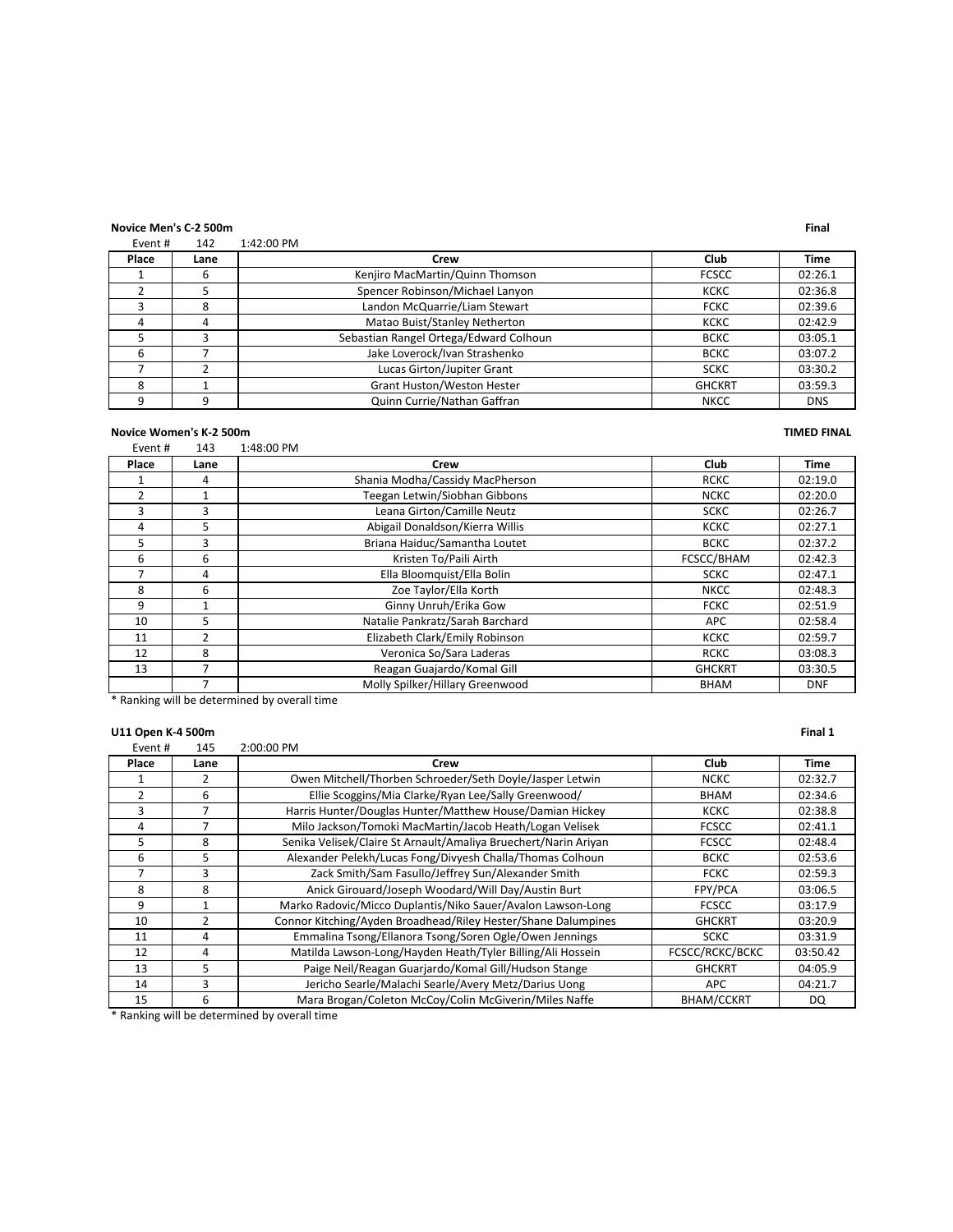**Novice Men's C-2 500m** **Final**

Event # 142 1:42:00 PM

| Place | Lane | Crew | Club | Time |
|---|---|---|---|---|
| 1 | 6 | Kenjiro MacMartin/Quinn Thomson | FCSCC | 02:26.1 |
| 2 | 5 | Spencer Robinson/Michael Lanyon | KCKC | 02:36.8 |
| 3 | 8 | Landon McQuarrie/Liam Stewart | FCKC | 02:39.6 |
| 4 | 4 | Matao Buist/Stanley Netherton | KCKC | 02:42.9 |
| 5 | 3 | Sebastian Rangel Ortega/Edward Colhoun | BCKC | 03:05.1 |
| 6 | 7 | Jake Loverock/Ivan Strashenko | BCKC | 03:07.2 |
| 7 | 2 | Lucas Girton/Jupiter Grant | SCKC | 03:30.2 |
| 8 | 1 | Grant Huston/Weston Hester | GHCKRT | 03:59.3 |
| 9 | 9 | Quinn Currie/Nathan Gaffran | NKCC | DNS |

**Novice Women's K-2 500m** **TIMED FINAL**

Event # 143 1:48:00 PM

| Place | Lane | Crew | Club | Time |
|---|---|---|---|---|
| 1 | 4 | Shania Modha/Cassidy MacPherson | RCKC | 02:19.0 |
| 2 | 1 | Teegan Letwin/Siobhan Gibbons | NCKC | 02:20.0 |
| 3 | 3 | Leana Girton/Camille Neutz | SCKC | 02:26.7 |
| 4 | 5 | Abigail Donaldson/Kierra Willis | KCKC | 02:27.1 |
| 5 | 3 | Briana Haiduc/Samantha Loutet | BCKC | 02:37.2 |
| 6 | 6 | Kristen To/Paili Airth | FCSCC/BHAM | 02:42.3 |
| 7 | 4 | Ella Bloomquist/Ella Bolin | SCKC | 02:47.1 |
| 8 | 6 | Zoe Taylor/Ella Korth | NKCC | 02:48.3 |
| 9 | 1 | Ginny Unruh/Erika Gow | FCKC | 02:51.9 |
| 10 | 5 | Natalie Pankratz/Sarah Barchard | APC | 02:58.4 |
| 11 | 2 | Elizabeth Clark/Emily Robinson | KCKC | 02:59.7 |
| 12 | 8 | Veronica So/Sara Laderas | RCKC | 03:08.3 |
| 13 | 7 | Reagan Guajardo/Komal Gill | GHCKRT | 03:30.5 |
| | 7 | Molly Spilker/Hillary Greenwood | BHAM | DNF |

* Ranking will be determined by overall time

**U11 Open K-4 500m** **Final 1**

Event # 145 2:00:00 PM

| Place | Lane | Crew | Club | Time |
|---|---|---|---|---|
| 1 | 2 | Owen Mitchell/Thorben Schroeder/Seth Doyle/Jasper Letwin | NCKC | 02:32.7 |
| 2 | 6 | Ellie Scoggins/Mia Clarke/Ryan Lee/Sally Greenwood/ | BHAM | 02:34.6 |
| 3 | 7 | Harris Hunter/Douglas Hunter/Matthew House/Damian Hickey | KCKC | 02:38.8 |
| 4 | 7 | Milo Jackson/Tomoki MacMartin/Jacob Heath/Logan Velisek | FCSCC | 02:41.1 |
| 5 | 8 | Senika Velisek/Claire St Arnault/Amaliya Bruechert/Narin Ariyan | FCSCC | 02:48.4 |
| 6 | 5 | Alexander Pelekh/Lucas Fong/Divyesh Challa/Thomas Colhoun | BCKC | 02:53.6 |
| 7 | 3 | Zack Smith/Sam Fasullo/Jeffrey Sun/Alexander Smith | FCKC | 02:59.3 |
| 8 | 8 | Anick Girouard/Joseph Woodard/Will Day/Austin Burt | FPY/PCA | 03:06.5 |
| 9 | 1 | Marko Radovic/Micco Duplantis/Niko Sauer/Avalon Lawson-Long | FCSCC | 03:17.9 |
| 10 | 2 | Connor Kitching/Ayden Broadhead/Riley Hester/Shane Dalumpines | GHCKRT | 03:20.9 |
| 11 | 4 | Emmalina Tsong/Ellanora Tsong/Soren Ogle/Owen Jennings | SCKC | 03:31.9 |
| 12 | 4 | Matilda Lawson-Long/Hayden Heath/Tyler Billing/Ali Hossein | FCSCC/RCKC/BCKC | 03:50.42 |
| 13 | 5 | Paige Neil/Reagan Guarjardo/Komal Gill/Hudson Stange | GHCKRT | 04:05.9 |
| 14 | 3 | Jericho Searle/Malachi Searle/Avery Metz/Darius Uong | APC | 04:21.7 |
| 15 | 6 | Mara Brogan/Coleton McCoy/Colin McGiverin/Miles Naffe | BHAM/CCKRT | DQ |

* Ranking will be determined by overall time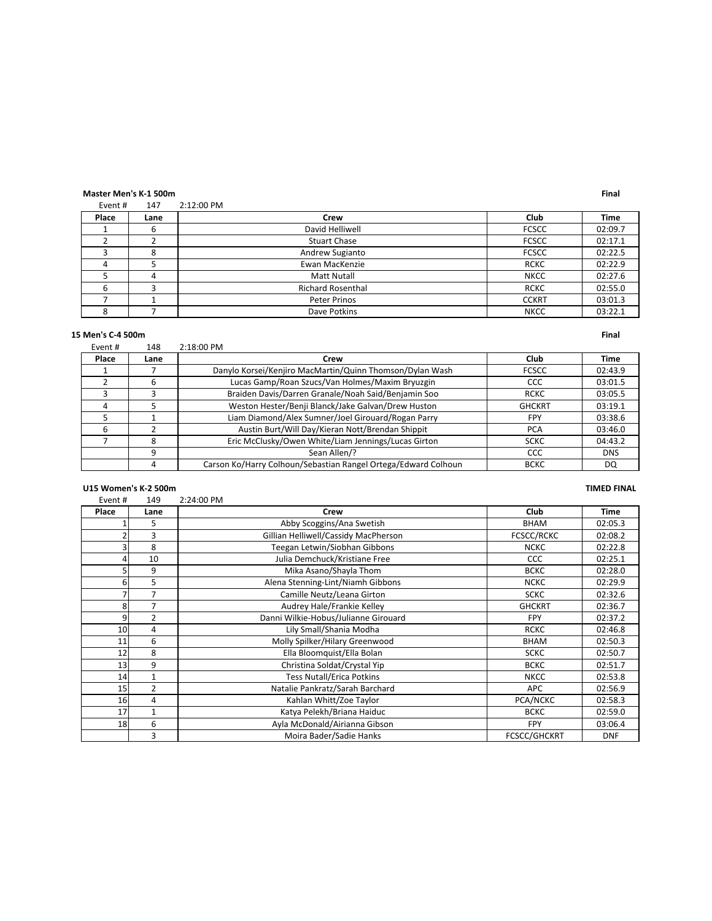**Master Men's K-1 500m** **Final**

Event # 147 2:12:00 PM

| Place | Lane | Crew | Club | Time |
|---|---|---|---|---|
| 1 | 6 | David Helliwell | FCSCC | 02:09.7 |
| 2 | 2 | Stuart Chase | FCSCC | 02:17.1 |
| 3 | 8 | Andrew Sugianto | FCSCC | 02:22.5 |
| 4 | 5 | Ewan MacKenzie | RCKC | 02:22.9 |
| 5 | 4 | Matt Nutall | NKCC | 02:27.6 |
| 6 | 3 | Richard Rosenthal | RCKC | 02:55.0 |
| 7 | 1 | Peter Prinos | CCKRT | 03:01.3 |
| 8 | 7 | Dave Potkins | NKCC | 03:22.1 |

**15 Men's C-4 500m** **Final**

Event # 148 2:18:00 PM

| Place | Lane | Crew | Club | Time |
|---|---|---|---|---|
| 1 | 7 | Danylo Korsei/Kenjiro MacMartin/Quinn Thomson/Dylan Wash | FCSCC | 02:43.9 |
| 2 | 6 | Lucas Gamp/Roan Szucs/Van Holmes/Maxim Bryuzgin | CCC | 03:01.5 |
| 3 | 3 | Braiden Davis/Darren Granale/Noah Said/Benjamin Soo | RCKC | 03:05.5 |
| 4 | 5 | Weston Hester/Benji Blanck/Jake Galvan/Drew Huston | GHCKRT | 03:19.1 |
| 5 | 1 | Liam Diamond/Alex Sumner/Joel Girouard/Rogan Parry | FPY | 03:38.6 |
| 6 | 2 | Austin Burt/Will Day/Kieran Nott/Brendan Shippit | PCA | 03:46.0 |
| 7 | 8 | Eric McClusky/Owen White/Liam Jennings/Lucas Girton | SCKC | 04:43.2 |
| | 9 | Sean Allen/? | CCC | DNS |
| | 4 | Carson Ko/Harry Colhoun/Sebastian Rangel Ortega/Edward Colhoun | BCKC | DQ |

**U15 Women's K-2 500m** **TIMED FINAL**

Event # 149 2:24:00 PM

| Place | Lane | Crew | Club | Time |
|---|---|---|---|---|
| 1 | 5 | Abby Scoggins/Ana Swetish | BHAM | 02:05.3 |
| 2 | 3 | Gillian Helliwell/Cassidy MacPherson | FCSCC/RCKC | 02:08.2 |
| 3 | 8 | Teegan Letwin/Siobhan Gibbons | NCKC | 02:22.8 |
| 4 | 10 | Julia Demchuck/Kristiane Free | CCC | 02:25.1 |
| 5 | 9 | Mika Asano/Shayla Thom | BCKC | 02:28.0 |
| 6 | 5 | Alena Stenning-Lint/Niamh Gibbons | NCKC | 02:29.9 |
| 7 | 7 | Camille Neutz/Leana Girton | SCKC | 02:32.6 |
| 8 | 7 | Audrey Hale/Frankie Kelley | GHCKRT | 02:36.7 |
| 9 | 2 | Danni Wilkie-Hobus/Julianne Girouard | FPY | 02:37.2 |
| 10 | 4 | Lily Small/Shania Modha | RCKC | 02:46.8 |
| 11 | 6 | Molly Spilker/Hilary Greenwood | BHAM | 02:50.3 |
| 12 | 8 | Ella Bloomquist/Ella Bolan | SCKC | 02:50.7 |
| 13 | 9 | Christina Soldat/Crystal Yip | BCKC | 02:51.7 |
| 14 | 1 | Tess Nutall/Erica Potkins | NKCC | 02:53.8 |
| 15 | 2 | Natalie Pankratz/Sarah Barchard | APC | 02:56.9 |
| 16 | 4 | Kahlan Whitt/Zoe Taylor | PCA/NCKC | 02:58.3 |
| 17 | 1 | Katya Pelekh/Briana Haiduc | BCKC | 02:59.0 |
| 18 | 6 | Ayla McDonald/Airianna Gibson | FPY | 03:06.4 |
| | 3 | Moira Bader/Sadie Hanks | FCSCC/GHCKRT | DNF |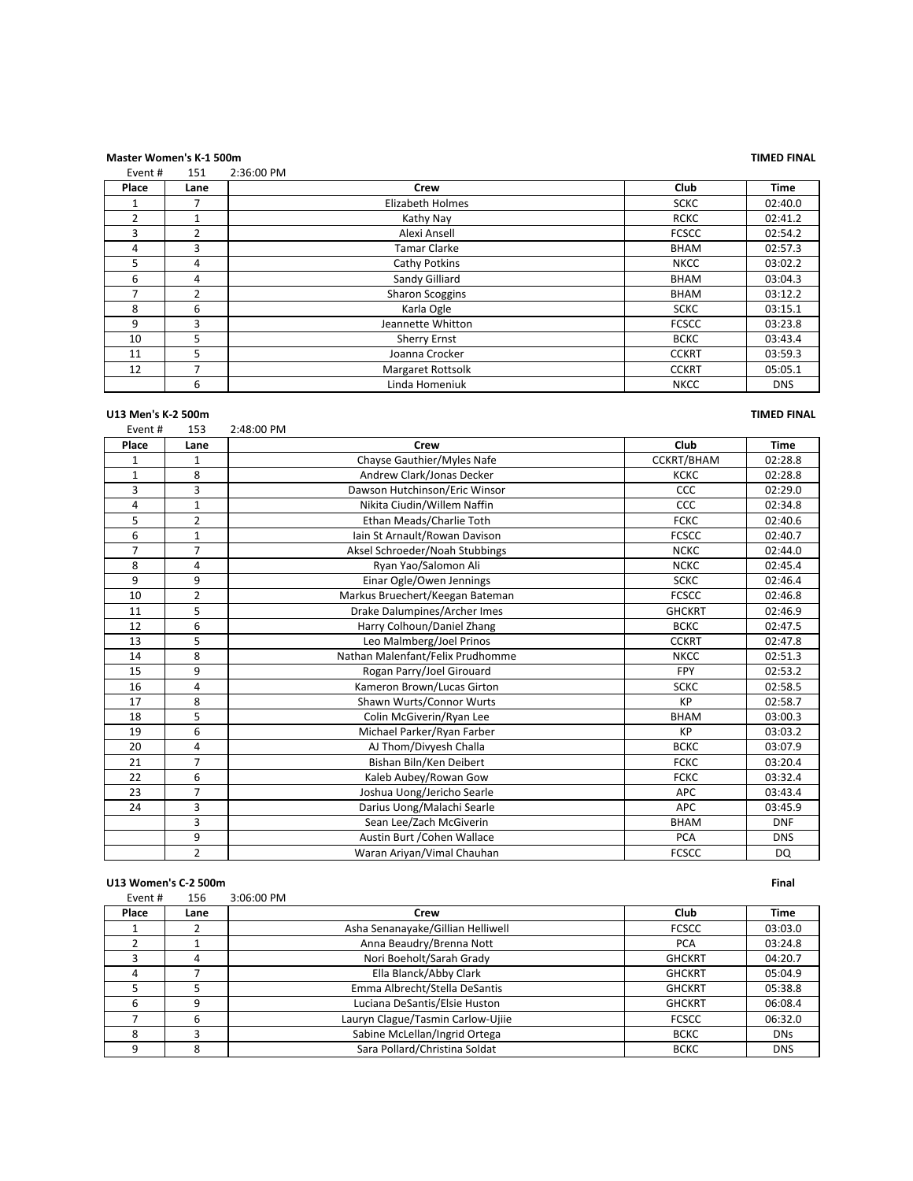**Master Women's K-1 500m** **TIMED FINAL**

Event # 151 2:36:00 PM

| Place | Lane | Crew | Club | Time |
|---|---|---|---|---|
| 1 | 7 | Elizabeth Holmes | SCKC | 02:40.0 |
| 2 | 1 | Kathy Nay | RCKC | 02:41.2 |
| 3 | 2 | Alexi Ansell | FCSCC | 02:54.2 |
| 4 | 3 | Tamar Clarke | BHAM | 02:57.3 |
| 5 | 4 | Cathy Potkins | NKCC | 03:02.2 |
| 6 | 4 | Sandy Gilliard | BHAM | 03:04.3 |
| 7 | 2 | Sharon Scoggins | BHAM | 03:12.2 |
| 8 | 6 | Karla Ogle | SCKC | 03:15.1 |
| 9 | 3 | Jeannette Whitton | FCSCC | 03:23.8 |
| 10 | 5 | Sherry Ernst | BCKC | 03:43.4 |
| 11 | 5 | Joanna Crocker | CCKRT | 03:59.3 |
| 12 | 7 | Margaret Rottsolk | CCKRT | 05:05.1 |
| | 6 | Linda Homeniuk | NKCC | DNS |

**U13 Men's K-2 500m** **TIMED FINAL**

Event # 153 2:48:00 PM

| Place | Lane | Crew | Club | Time |
|---|---|---|---|---|
| 1 | 1 | Chayse Gauthier/Myles Nafe | CCKRT/BHAM | 02:28.8 |
| 1 | 8 | Andrew Clark/Jonas Decker | KCKC | 02:28.8 |
| 3 | 3 | Dawson Hutchinson/Eric Winsor | CCC | 02:29.0 |
| 4 | 1 | Nikita Ciudin/Willem Naffin | CCC | 02:34.8 |
| 5 | 2 | Ethan Meads/Charlie Toth | FCKC | 02:40.6 |
| 6 | 1 | Iain St Arnault/Rowan Davison | FCSCC | 02:40.7 |
| 7 | 7 | Aksel Schroeder/Noah Stubbings | NCKC | 02:44.0 |
| 8 | 4 | Ryan Yao/Salomon Ali | NCKC | 02:45.4 |
| 9 | 9 | Einar Ogle/Owen Jennings | SCKC | 02:46.4 |
| 10 | 2 | Markus Bruechert/Keegan Bateman | FCSCC | 02:46.8 |
| 11 | 5 | Drake Dalumpines/Archer Imes | GHCKRT | 02:46.9 |
| 12 | 6 | Harry Colhoun/Daniel Zhang | BCKC | 02:47.5 |
| 13 | 5 | Leo Malmberg/Joel Prinos | CCKRT | 02:47.8 |
| 14 | 8 | Nathan Malenfant/Felix Prudhomme | NKCC | 02:51.3 |
| 15 | 9 | Rogan Parry/Joel Girouard | FPY | 02:53.2 |
| 16 | 4 | Kameron Brown/Lucas Girton | SCKC | 02:58.5 |
| 17 | 8 | Shawn Wurts/Connor Wurts | KP | 02:58.7 |
| 18 | 5 | Colin McGiverin/Ryan Lee | BHAM | 03:00.3 |
| 19 | 6 | Michael Parker/Ryan Farber | KP | 03:03.2 |
| 20 | 4 | AJ Thom/Divyesh Challa | BCKC | 03:07.9 |
| 21 | 7 | Bishan Biln/Ken Deibert | FCKC | 03:20.4 |
| 22 | 6 | Kaleb Aubey/Rowan Gow | FCKC | 03:32.4 |
| 23 | 7 | Joshua Uong/Jericho Searle | APC | 03:43.4 |
| 24 | 3 | Darius Uong/Malachi Searle | APC | 03:45.9 |
| | 3 | Sean Lee/Zach McGiverin | BHAM | DNF |
| | 9 | Austin Burt /Cohen Wallace | PCA | DNS |
| | 2 | Waran Ariyan/Vimal Chauhan | FCSCC | DQ |

**U13 Women's C-2 500m** **Final**

Event # 156 3:06:00 PM

| Place | Lane | Crew | Club | Time |
|---|---|---|---|---|
| 1 | 2 | Asha Senanayake/Gillian Helliwell | FCSCC | 03:03.0 |
| 2 | 1 | Anna Beaudry/Brenna Nott | PCA | 03:24.8 |
| 3 | 4 | Nori Boeholt/Sarah Grady | GHCKRT | 04:20.7 |
| 4 | 7 | Ella Blanck/Abby Clark | GHCKRT | 05:04.9 |
| 5 | 5 | Emma Albrecht/Stella DeSantis | GHCKRT | 05:38.8 |
| 6 | 9 | Luciana DeSantis/Elsie Huston | GHCKRT | 06:08.4 |
| 7 | 6 | Lauryn Clague/Tasmin Carlow-Ujiie | FCSCC | 06:32.0 |
| 8 | 3 | Sabine McLellan/Ingrid Ortega | BCKC | DNs |
| 9 | 8 | Sara Pollard/Christina Soldat | BCKC | DNS |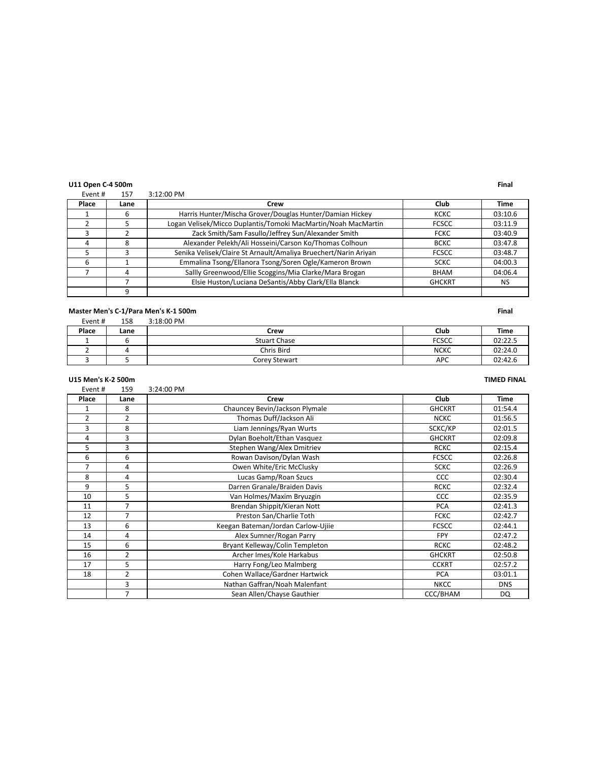**U11 Open C-4 500m** **Final**

Event # 157 3:12:00 PM

| Place | Lane | Crew | Club | Time |
|---|---|---|---|---|
| 1 | 6 | Harris Hunter/Mischa Grover/Douglas Hunter/Damian Hickey | KCKC | 03:10.6 |
| 2 | 5 | Logan Velisek/Micco Duplantis/Tomoki MacMartin/Noah MacMartin | FCSCC | 03:11.9 |
| 3 | 2 | Zack Smith/Sam Fasullo/Jeffrey Sun/Alexander Smith | FCKC | 03:40.9 |
| 4 | 8 | Alexander Pelekh/Ali Hosseini/Carson Ko/Thomas Colhoun | BCKC | 03:47.8 |
| 5 | 3 | Senika Velisek/Claire St Arnault/Amaliya Bruechert/Narin Ariyan | FCSCC | 03:48.7 |
| 6 | 1 | Emmalina Tsong/Ellanora Tsong/Soren Ogle/Kameron Brown | SCKC | 04:00.3 |
| 7 | 4 | Sallly Greenwood/Ellie Scoggins/Mia Clarke/Mara Brogan | BHAM | 04:06.4 |
| | 7 | Elsie Huston/Luciana DeSantis/Abby Clark/Ella Blanck | GHCKRT | NS |
| | 9 | | | |

**Master Men's C-1/Para Men's K-1 500m** **Final**

Event # 158 3:18:00 PM

| Place | Lane | Crew | Club | Time |
|---|---|---|---|---|
| 1 | 6 | Stuart Chase | FCSCC | 02:22.5 |
| 2 | 4 | Chris Bird | NCKC | 02:24.0 |
| 3 | 5 | Corey Stewart | APC | 02:42.6 |

**U15 Men's K-2 500m** **TIMED FINAL**

Event # 159 3:24:00 PM

| Place | Lane | Crew | Club | Time |
|---|---|---|---|---|
| 1 | 8 | Chauncey Bevin/Jackson Plymale | GHCKRT | 01:54.4 |
| 2 | 2 | Thomas Duff/Jackson Ali | NCKC | 01:56.5 |
| 3 | 8 | Liam Jennings/Ryan Wurts | SCKC/KP | 02:01.5 |
| 4 | 3 | Dylan Boeholt/Ethan Vasquez | GHCKRT | 02:09.8 |
| 5 | 3 | Stephen Wang/Alex Dmitriev | RCKC | 02:15.4 |
| 6 | 6 | Rowan Davison/Dylan Wash | FCSCC | 02:26.8 |
| 7 | 4 | Owen White/Eric McClusky | SCKC | 02:26.9 |
| 8 | 4 | Lucas Gamp/Roan Szucs | CCC | 02:30.4 |
| 9 | 5 | Darren Granale/Braiden Davis | RCKC | 02:32.4 |
| 10 | 5 | Van Holmes/Maxim Bryuzgin | CCC | 02:35.9 |
| 11 | 7 | Brendan Shippit/Kieran Nott | PCA | 02:41.3 |
| 12 | 7 | Preston San/Charlie Toth | FCKC | 02:42.7 |
| 13 | 6 | Keegan Bateman/Jordan Carlow-Ujiie | FCSCC | 02:44.1 |
| 14 | 4 | Alex Sumner/Rogan Parry | FPY | 02:47.2 |
| 15 | 6 | Bryant Kelleway/Colin Templeton | RCKC | 02:48.2 |
| 16 | 2 | Archer Imes/Kole Harkabus | GHCKRT | 02:50.8 |
| 17 | 5 | Harry Fong/Leo Malmberg | CCKRT | 02:57.2 |
| 18 | 2 | Cohen Wallace/Gardner Hartwick | PCA | 03:01.1 |
| | 3 | Nathan Gaffran/Noah Malenfant | NKCC | DNS |
| | 7 | Sean Allen/Chayse Gauthier | CCC/BHAM | DQ |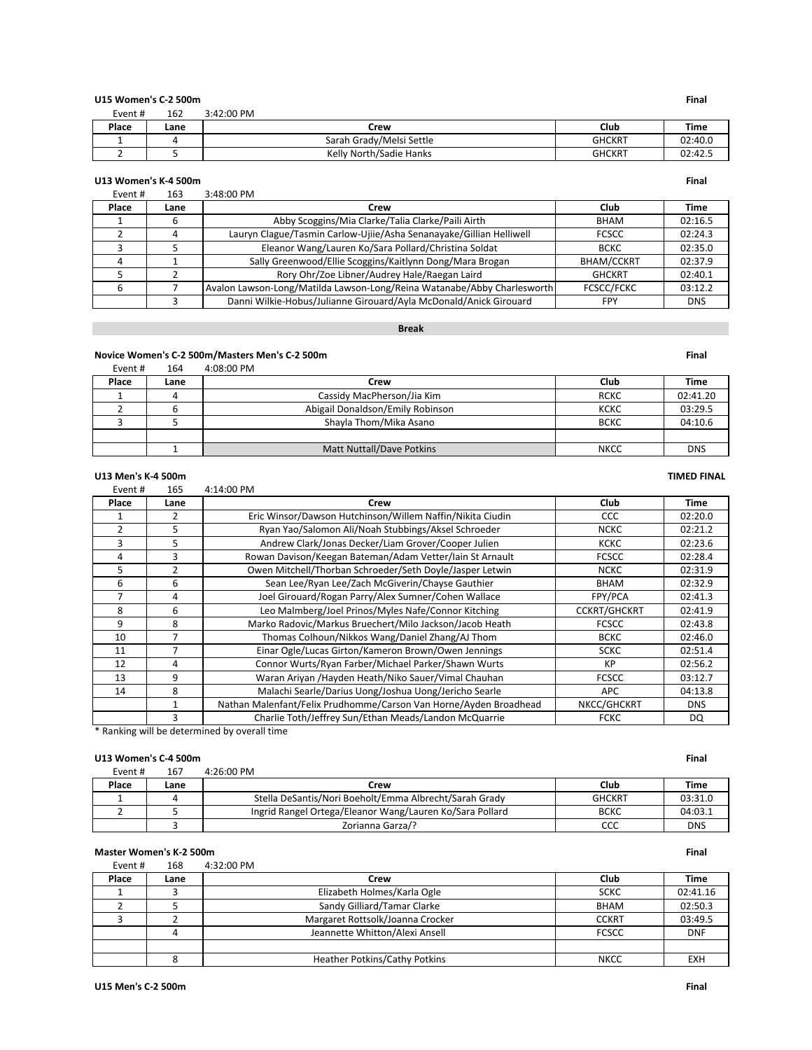**U15 Women's C-2 500m** — **Final**

Event # 162 — 3:42:00 PM

| Place | Lane | Crew | Club | Time |
|---|---|---|---|---|
| 1 | 4 | Sarah Grady/Melsi Settle | GHCKRT | 02:40.0 |
| 2 | 5 | Kelly North/Sadie Hanks | GHCKRT | 02:42.5 |

**U13 Women's K-4 500m** — **Final**

Event # 163 — 3:48:00 PM

| Place | Lane | Crew | Club | Time |
|---|---|---|---|---|
| 1 | 6 | Abby Scoggins/Mia Clarke/Talia Clarke/Paili Airth | BHAM | 02:16.5 |
| 2 | 4 | Lauryn Clague/Tasmin Carlow-Ujiie/Asha Senanayake/Gillian Helliwell | FCSCC | 02:24.3 |
| 3 | 5 | Eleanor Wang/Lauren Ko/Sara Pollard/Christina Soldat | BCKC | 02:35.0 |
| 4 | 1 | Sally Greenwood/Ellie Scoggins/Kaitlynn Dong/Mara Brogan | BHAM/CCKRT | 02:37.9 |
| 5 | 2 | Rory Ohr/Zoe Libner/Audrey Hale/Raegan Laird | GHCKRT | 02:40.1 |
| 6 | 7 | Avalon Lawson-Long/Matilda Lawson-Long/Reina Watanabe/Abby Charlesworth | FCSCC/FCKC | 03:12.2 |
| | 3 | Danni Wilkie-Hobus/Julianne Girouard/Ayla McDonald/Anick Girouard | FPY | DNS |

**Break**

**Novice Women's C-2 500m/Masters Men's C-2 500m** — **Final**

Event # 164 — 4:08:00 PM

| Place | Lane | Crew | Club | Time |
|---|---|---|---|---|
| 1 | 4 | Cassidy MacPherson/Jia Kim | RCKC | 02:41.20 |
| 2 | 6 | Abigail Donaldson/Emily Robinson | KCKC | 03:29.5 |
| 3 | 5 | Shayla Thom/Mika Asano | BCKC | 04:10.6 |
| | | | | |
| | 1 | Matt Nuttall/Dave Potkins | NKCC | DNS |

**U13 Men's K-4 500m** — **TIMED FINAL**

Event # 165 — 4:14:00 PM

| Place | Lane | Crew | Club | Time |
|---|---|---|---|---|
| 1 | 2 | Eric Winsor/Dawson Hutchinson/Willem Naffin/Nikita Ciudin | CCC | 02:20.0 |
| 2 | 5 | Ryan Yao/Salomon Ali/Noah Stubbings/Aksel Schroeder | NCKC | 02:21.2 |
| 3 | 5 | Andrew Clark/Jonas Decker/Liam Grover/Cooper Julien | KCKC | 02:23.6 |
| 4 | 3 | Rowan Davison/Keegan Bateman/Adam Vetter/Iain St Arnault | FCSCC | 02:28.4 |
| 5 | 2 | Owen Mitchell/Thorban Schroeder/Seth Doyle/Jasper Letwin | NCKC | 02:31.9 |
| 6 | 6 | Sean Lee/Ryan Lee/Zach McGiverin/Chayse Gauthier | BHAM | 02:32.9 |
| 7 | 4 | Joel Girouard/Rogan Parry/Alex Sumner/Cohen Wallace | FPY/PCA | 02:41.3 |
| 8 | 6 | Leo Malmberg/Joel Prinos/Myles Nafe/Connor Kitching | CCKRT/GHCKRT | 02:41.9 |
| 9 | 8 | Marko Radovic/Markus Bruechert/Milo Jackson/Jacob Heath | FCSCC | 02:43.8 |
| 10 | 7 | Thomas Colhoun/Nikkos Wang/Daniel Zhang/AJ Thom | BCKC | 02:46.0 |
| 11 | 7 | Einar Ogle/Lucas Girton/Kameron Brown/Owen Jennings | SCKC | 02:51.4 |
| 12 | 4 | Connor Wurts/Ryan Farber/Michael Parker/Shawn Wurts | KP | 02:56.2 |
| 13 | 9 | Waran Ariyan /Hayden Heath/Niko Sauer/Vimal Chauhan | FCSCC | 03:12.7 |
| 14 | 8 | Malachi Searle/Darius Uong/Joshua Uong/Jericho Searle | APC | 04:13.8 |
| | 1 | Nathan Malenfant/Felix Prudhomme/Carson Van Horne/Ayden Broadhead | NKCC/GHCKRT | DNS |
| | 3 | Charlie Toth/Jeffrey Sun/Ethan Meads/Landon McQuarrie | FCKC | DQ |

* Ranking will be determined by overall time

**U13 Women's C-4 500m** — **Final**

Event # 167 — 4:26:00 PM

| Place | Lane | Crew | Club | Time |
|---|---|---|---|---|
| 1 | 4 | Stella DeSantis/Nori Boeholt/Emma Albrecht/Sarah Grady | GHCKRT | 03:31.0 |
| 2 | 5 | Ingrid Rangel Ortega/Eleanor Wang/Lauren Ko/Sara Pollard | BCKC | 04:03.1 |
| | 3 | Zorianna Garza/? | CCC | DNS |

**Master Women's K-2 500m** — **Final**

Event # 168 — 4:32:00 PM

| Place | Lane | Crew | Club | Time |
|---|---|---|---|---|
| 1 | 3 | Elizabeth Holmes/Karla Ogle | SCKC | 02:41.16 |
| 2 | 5 | Sandy Gilliard/Tamar Clarke | BHAM | 02:50.3 |
| 3 | 2 | Margaret Rottsolk/Joanna Crocker | CCKRT | 03:49.5 |
| | 4 | Jeannette Whitton/Alexi Ansell | FCSCC | DNF |
| | | | | |
| | 8 | Heather Potkins/Cathy Potkins | NKCC | EXH |

**U15 Men's C-2 500m** — **Final**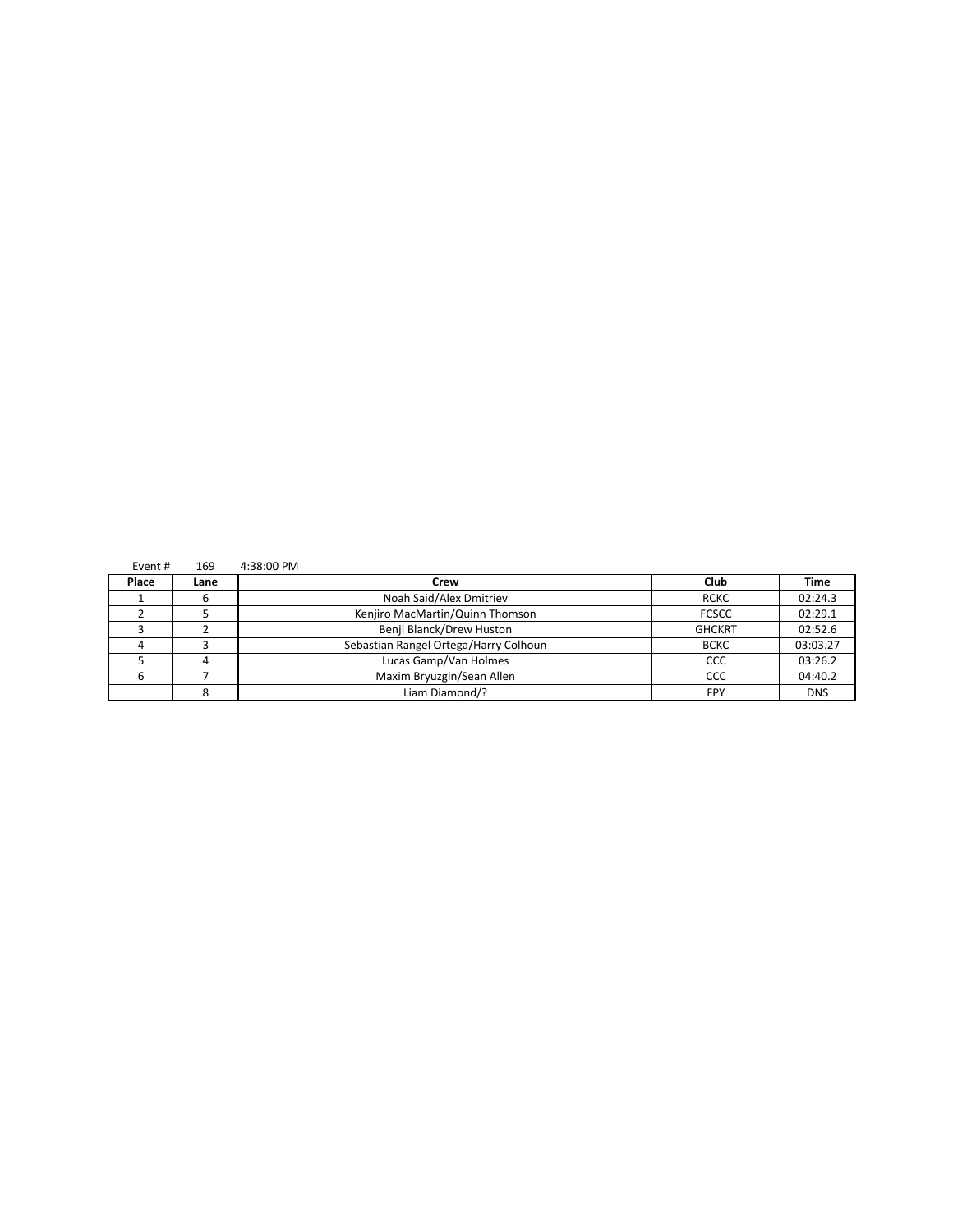Event # 169 4:38:00 PM

| Place | Lane | Crew | Club | Time |
|---|---|---|---|---|
| 1 | 6 | Noah Said/Alex Dmitriev | RCKC | 02:24.3 |
| 2 | 5 | Kenjiro MacMartin/Quinn Thomson | FCSCC | 02:29.1 |
| 3 | 2 | Benji Blanck/Drew Huston | GHCKRT | 02:52.6 |
| 4 | 3 | Sebastian Rangel Ortega/Harry Colhoun | BCKC | 03:03.27 |
| 5 | 4 | Lucas Gamp/Van Holmes | CCC | 03:26.2 |
| 6 | 7 | Maxim Bryuzgin/Sean Allen | CCC | 04:40.2 |
| | 8 | Liam Diamond/? | FPY | DNS |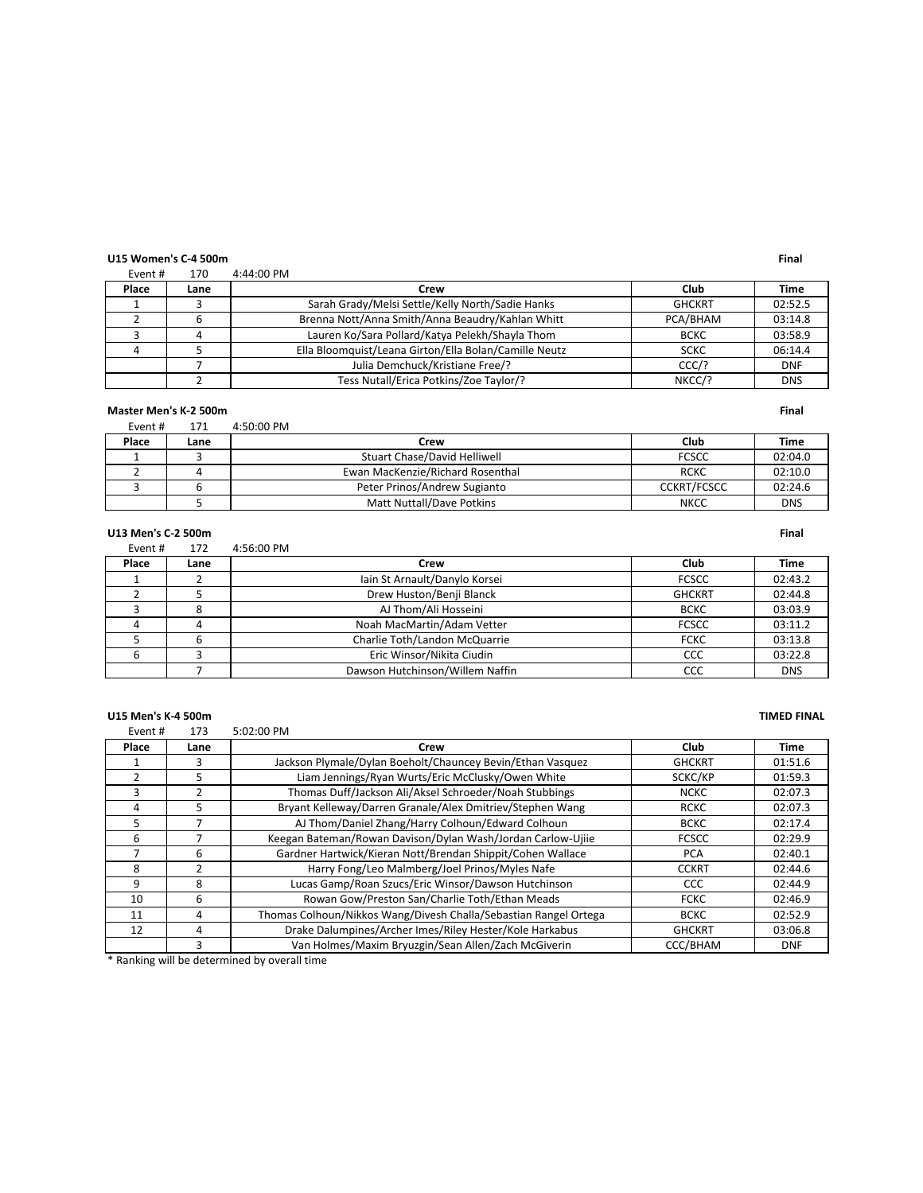**U15 Women's C-4 500m** **Final**

Event # 170 4:44:00 PM

| Place | Lane | Crew | Club | Time |
|---|---|---|---|---|
| 1 | 3 | Sarah Grady/Melsi Settle/Kelly North/Sadie Hanks | GHCKRT | 02:52.5 |
| 2 | 6 | Brenna Nott/Anna Smith/Anna Beaudry/Kahlan Whitt | PCA/BHAM | 03:14.8 |
| 3 | 4 | Lauren Ko/Sara Pollard/Katya Pelekh/Shayla Thom | BCKC | 03:58.9 |
| 4 | 5 | Ella Bloomquist/Leana Girton/Ella Bolan/Camille Neutz | SCKC | 06:14.4 |
|  | 7 | Julia Demchuck/Kristiane Free/? | CCC/? | DNF |
|  | 2 | Tess Nutall/Erica Potkins/Zoe Taylor/? | NKCC/? | DNS |

**Master Men's K-2 500m** **Final**

Event # 171 4:50:00 PM

| Place | Lane | Crew | Club | Time |
|---|---|---|---|---|
| 1 | 3 | Stuart Chase/David Helliwell | FCSCC | 02:04.0 |
| 2 | 4 | Ewan MacKenzie/Richard Rosenthal | RCKC | 02:10.0 |
| 3 | 6 | Peter Prinos/Andrew Sugianto | CCKRT/FCSCC | 02:24.6 |
|  | 5 | Matt Nuttall/Dave Potkins | NKCC | DNS |

**U13 Men's C-2 500m** **Final**

Event # 172 4:56:00 PM

| Place | Lane | Crew | Club | Time |
|---|---|---|---|---|
| 1 | 2 | Iain St Arnault/Danylo Korsei | FCSCC | 02:43.2 |
| 2 | 5 | Drew Huston/Benji Blanck | GHCKRT | 02:44.8 |
| 3 | 8 | AJ Thom/Ali Hosseini | BCKC | 03:03.9 |
| 4 | 4 | Noah MacMartin/Adam Vetter | FCSCC | 03:11.2 |
| 5 | 6 | Charlie Toth/Landon McQuarrie | FCKC | 03:13.8 |
| 6 | 3 | Eric Winsor/Nikita Ciudin | CCC | 03:22.8 |
|  | 7 | Dawson Hutchinson/Willem Naffin | CCC | DNS |

**U15 Men's K-4 500m** **TIMED FINAL**

Event # 173 5:02:00 PM

| Place | Lane | Crew | Club | Time |
|---|---|---|---|---|
| 1 | 3 | Jackson Plymale/Dylan Boeholt/Chauncey Bevin/Ethan Vasquez | GHCKRT | 01:51.6 |
| 2 | 5 | Liam Jennings/Ryan Wurts/Eric McClusky/Owen White | SCKC/KP | 01:59.3 |
| 3 | 2 | Thomas Duff/Jackson Ali/Aksel Schroeder/Noah Stubbings | NCKC | 02:07.3 |
| 4 | 5 | Bryant Kelleway/Darren Granale/Alex Dmitriev/Stephen Wang | RCKC | 02:07.3 |
| 5 | 7 | AJ Thom/Daniel Zhang/Harry Colhoun/Edward Colhoun | BCKC | 02:17.4 |
| 6 | 7 | Keegan Bateman/Rowan Davison/Dylan Wash/Jordan Carlow-Ujiie | FCSCC | 02:29.9 |
| 7 | 6 | Gardner Hartwick/Kieran Nott/Brendan Shippit/Cohen Wallace | PCA | 02:40.1 |
| 8 | 2 | Harry Fong/Leo Malmberg/Joel Prinos/Myles Nafe | CCKRT | 02:44.6 |
| 9 | 8 | Lucas Gamp/Roan Szucs/Eric Winsor/Dawson Hutchinson | CCC | 02:44.9 |
| 10 | 6 | Rowan Gow/Preston San/Charlie Toth/Ethan Meads | FCKC | 02:46.9 |
| 11 | 4 | Thomas Colhoun/Nikkos Wang/Divesh Challa/Sebastian Rangel Ortega | BCKC | 02:52.9 |
| 12 | 4 | Drake Dalumpines/Archer Imes/Riley Hester/Kole Harkabus | GHCKRT | 03:06.8 |
|  | 3 | Van Holmes/Maxim Bryuzgin/Sean Allen/Zach McGiverin | CCC/BHAM | DNF |

* Ranking will be determined by overall time